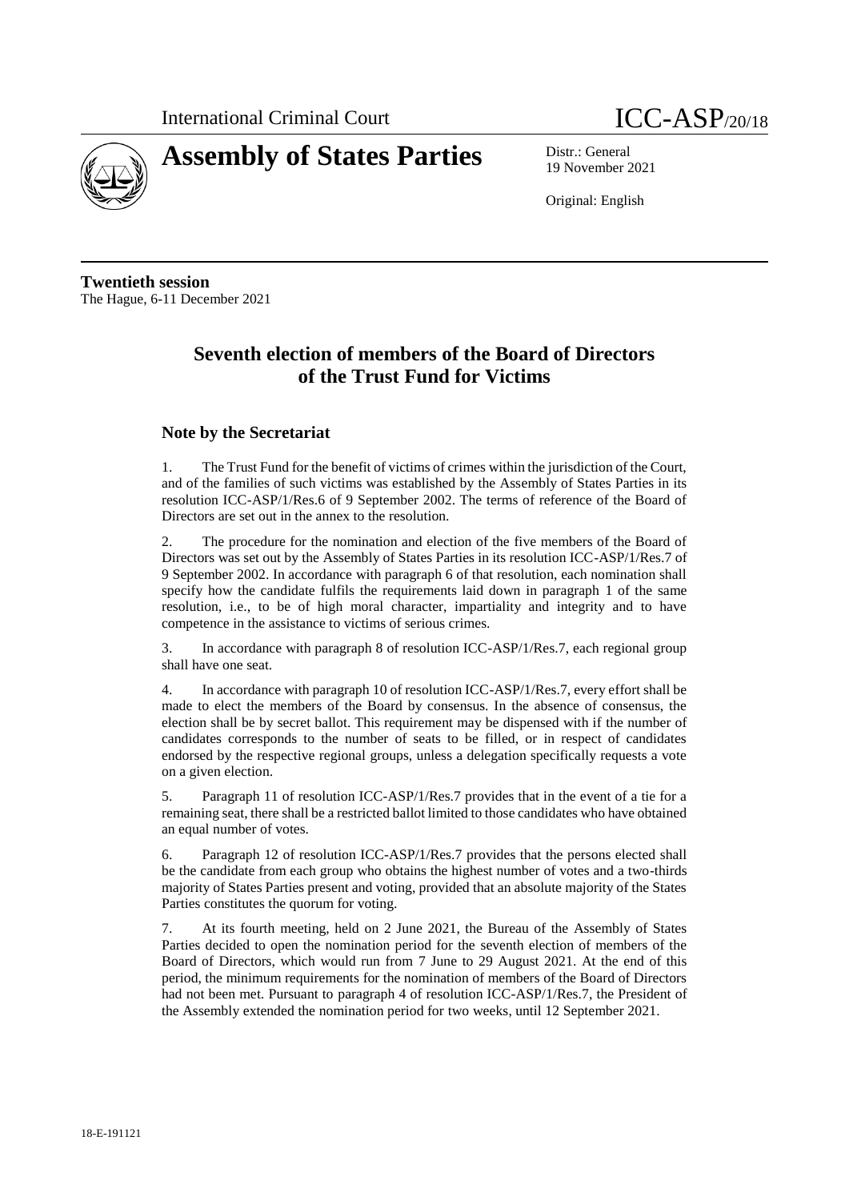International Criminal Court

ICC-ASP/20/18

# Assembly of States Parties

Distr.: General
19 November 2021

Original: English

**Twentieth session**
The Hague, 6-11 December 2021

## Seventh election of members of the Board of Directors of the Trust Fund for Victims

### Note by the Secretariat

1. The Trust Fund for the benefit of victims of crimes within the jurisdiction of the Court, and of the families of such victims was established by the Assembly of States Parties in its resolution ICC-ASP/1/Res.6 of 9 September 2002. The terms of reference of the Board of Directors are set out in the annex to the resolution.

2. The procedure for the nomination and election of the five members of the Board of Directors was set out by the Assembly of States Parties in its resolution ICC-ASP/1/Res.7 of 9 September 2002. In accordance with paragraph 6 of that resolution, each nomination shall specify how the candidate fulfils the requirements laid down in paragraph 1 of the same resolution, i.e., to be of high moral character, impartiality and integrity and to have competence in the assistance to victims of serious crimes.

3. In accordance with paragraph 8 of resolution ICC-ASP/1/Res.7, each regional group shall have one seat.

4. In accordance with paragraph 10 of resolution ICC-ASP/1/Res.7, every effort shall be made to elect the members of the Board by consensus. In the absence of consensus, the election shall be by secret ballot. This requirement may be dispensed with if the number of candidates corresponds to the number of seats to be filled, or in respect of candidates endorsed by the respective regional groups, unless a delegation specifically requests a vote on a given election.

5. Paragraph 11 of resolution ICC-ASP/1/Res.7 provides that in the event of a tie for a remaining seat, there shall be a restricted ballot limited to those candidates who have obtained an equal number of votes.

6. Paragraph 12 of resolution ICC-ASP/1/Res.7 provides that the persons elected shall be the candidate from each group who obtains the highest number of votes and a two-thirds majority of States Parties present and voting, provided that an absolute majority of the States Parties constitutes the quorum for voting.

7. At its fourth meeting, held on 2 June 2021, the Bureau of the Assembly of States Parties decided to open the nomination period for the seventh election of members of the Board of Directors, which would run from 7 June to 29 August 2021. At the end of this period, the minimum requirements for the nomination of members of the Board of Directors had not been met. Pursuant to paragraph 4 of resolution ICC-ASP/1/Res.7, the President of the Assembly extended the nomination period for two weeks, until 12 September 2021.

18-E-191121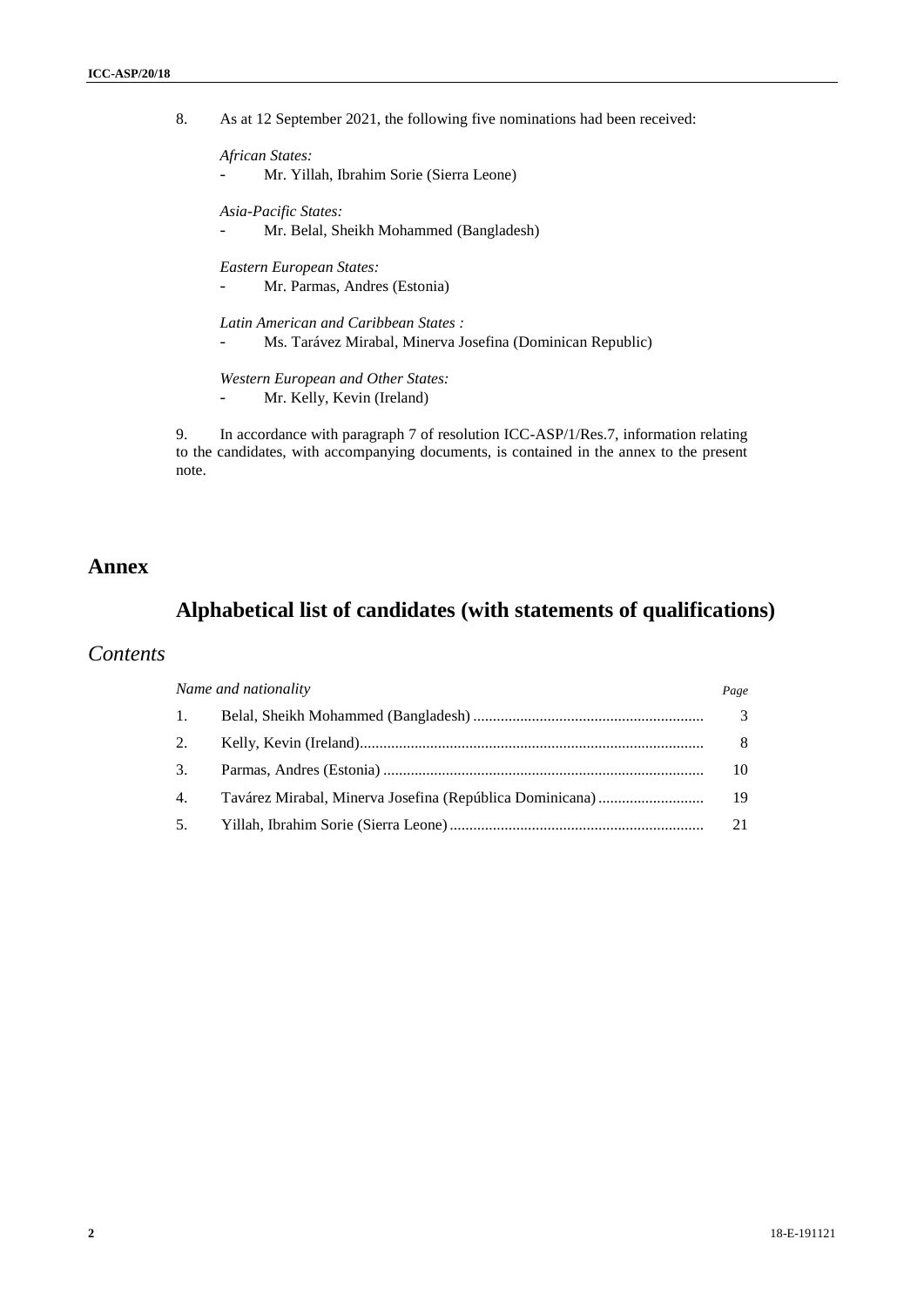8. As at 12 September 2021, the following five nominations had been received:

*African States:*
- Mr. Yillah, Ibrahim Sorie (Sierra Leone)

*Asia-Pacific States:*
- Mr. Belal, Sheikh Mohammed (Bangladesh)

*Eastern European States:*
- Mr. Parmas, Andres (Estonia)

*Latin American and Caribbean States :*
- Ms. Tarávez Mirabal, Minerva Josefina (Dominican Republic)

*Western European and Other States:*
- Mr. Kelly, Kevin (Ireland)

9. In accordance with paragraph 7 of resolution ICC-ASP/1/Res.7, information relating to the candidates, with accompanying documents, is contained in the annex to the present note.

# Annex

## Alphabetical list of candidates (with statements of qualifications)

### *Contents*

| *Name and nationality* | | *Page* |
|---|---|---|
| 1. | Belal, Sheikh Mohammed (Bangladesh) | 3 |
| 2. | Kelly, Kevin (Ireland) | 8 |
| 3. | Parmas, Andres (Estonia) | 10 |
| 4. | Tavárez Mirabal, Minerva Josefina (República Dominicana) | 19 |
| 5. | Yillah, Ibrahim Sorie (Sierra Leone) | 21 |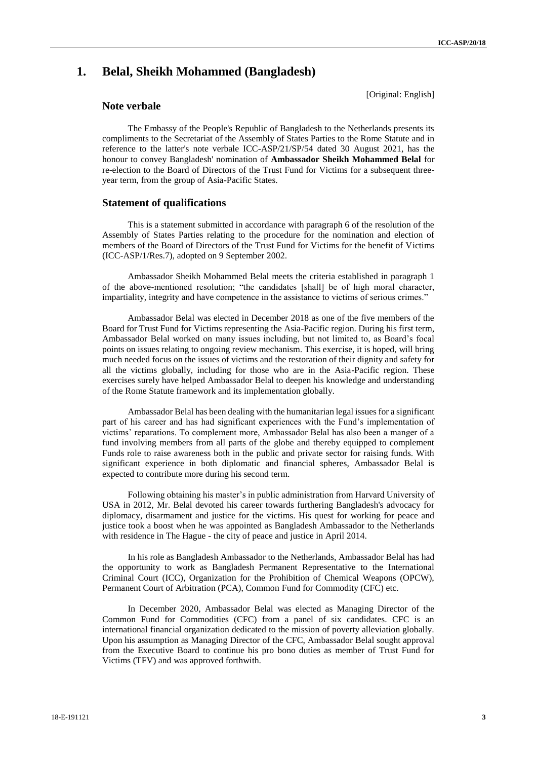# 1. Belal, Sheikh Mohammed (Bangladesh)

[Original: English]

## Note verbale

The Embassy of the People's Republic of Bangladesh to the Netherlands presents its compliments to the Secretariat of the Assembly of States Parties to the Rome Statute and in reference to the latter's note verbale ICC-ASP/21/SP/54 dated 30 August 2021, has the honour to convey Bangladesh' nomination of **Ambassador Sheikh Mohammed Belal** for re-election to the Board of Directors of the Trust Fund for Victims for a subsequent three-year term, from the group of Asia-Pacific States.

## Statement of qualifications

This is a statement submitted in accordance with paragraph 6 of the resolution of the Assembly of States Parties relating to the procedure for the nomination and election of members of the Board of Directors of the Trust Fund for Victims for the benefit of Victims (ICC-ASP/1/Res.7), adopted on 9 September 2002.

Ambassador Sheikh Mohammed Belal meets the criteria established in paragraph 1 of the above-mentioned resolution; "the candidates [shall] be of high moral character, impartiality, integrity and have competence in the assistance to victims of serious crimes."

Ambassador Belal was elected in December 2018 as one of the five members of the Board for Trust Fund for Victims representing the Asia-Pacific region. During his first term, Ambassador Belal worked on many issues including, but not limited to, as Board's focal points on issues relating to ongoing review mechanism. This exercise, it is hoped, will bring much needed focus on the issues of victims and the restoration of their dignity and safety for all the victims globally, including for those who are in the Asia-Pacific region. These exercises surely have helped Ambassador Belal to deepen his knowledge and understanding of the Rome Statute framework and its implementation globally.

Ambassador Belal has been dealing with the humanitarian legal issues for a significant part of his career and has had significant experiences with the Fund's implementation of victims' reparations. To complement more, Ambassador Belal has also been a manger of a fund involving members from all parts of the globe and thereby equipped to complement Funds role to raise awareness both in the public and private sector for raising funds. With significant experience in both diplomatic and financial spheres, Ambassador Belal is expected to contribute more during his second term.

Following obtaining his master's in public administration from Harvard University of USA in 2012, Mr. Belal devoted his career towards furthering Bangladesh's advocacy for diplomacy, disarmament and justice for the victims. His quest for working for peace and justice took a boost when he was appointed as Bangladesh Ambassador to the Netherlands with residence in The Hague - the city of peace and justice in April 2014.

In his role as Bangladesh Ambassador to the Netherlands, Ambassador Belal has had the opportunity to work as Bangladesh Permanent Representative to the International Criminal Court (ICC), Organization for the Prohibition of Chemical Weapons (OPCW), Permanent Court of Arbitration (PCA), Common Fund for Commodity (CFC) etc.

In December 2020, Ambassador Belal was elected as Managing Director of the Common Fund for Commodities (CFC) from a panel of six candidates. CFC is an international financial organization dedicated to the mission of poverty alleviation globally. Upon his assumption as Managing Director of the CFC, Ambassador Belal sought approval from the Executive Board to continue his pro bono duties as member of Trust Fund for Victims (TFV) and was approved forthwith.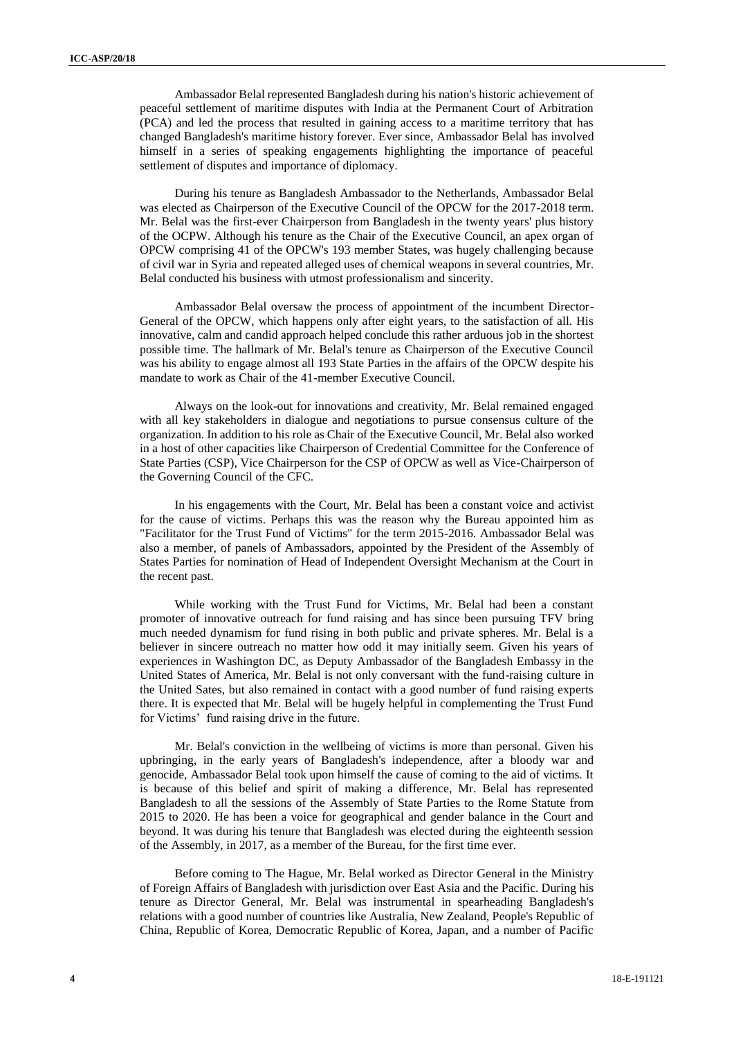Ambassador Belal represented Bangladesh during his nation's historic achievement of peaceful settlement of maritime disputes with India at the Permanent Court of Arbitration (PCA) and led the process that resulted in gaining access to a maritime territory that has changed Bangladesh's maritime history forever. Ever since, Ambassador Belal has involved himself in a series of speaking engagements highlighting the importance of peaceful settlement of disputes and importance of diplomacy.

During his tenure as Bangladesh Ambassador to the Netherlands, Ambassador Belal was elected as Chairperson of the Executive Council of the OPCW for the 2017-2018 term. Mr. Belal was the first-ever Chairperson from Bangladesh in the twenty years' plus history of the OCPW. Although his tenure as the Chair of the Executive Council, an apex organ of OPCW comprising 41 of the OPCW's 193 member States, was hugely challenging because of civil war in Syria and repeated alleged uses of chemical weapons in several countries, Mr. Belal conducted his business with utmost professionalism and sincerity.

Ambassador Belal oversaw the process of appointment of the incumbent Director-General of the OPCW, which happens only after eight years, to the satisfaction of all. His innovative, calm and candid approach helped conclude this rather arduous job in the shortest possible time. The hallmark of Mr. Belal's tenure as Chairperson of the Executive Council was his ability to engage almost all 193 State Parties in the affairs of the OPCW despite his mandate to work as Chair of the 41-member Executive Council.

Always on the look-out for innovations and creativity, Mr. Belal remained engaged with all key stakeholders in dialogue and negotiations to pursue consensus culture of the organization. In addition to his role as Chair of the Executive Council, Mr. Belal also worked in a host of other capacities like Chairperson of Credential Committee for the Conference of State Parties (CSP), Vice Chairperson for the CSP of OPCW as well as Vice-Chairperson of the Governing Council of the CFC.

In his engagements with the Court, Mr. Belal has been a constant voice and activist for the cause of victims. Perhaps this was the reason why the Bureau appointed him as "Facilitator for the Trust Fund of Victims" for the term 2015-2016. Ambassador Belal was also a member, of panels of Ambassadors, appointed by the President of the Assembly of States Parties for nomination of Head of Independent Oversight Mechanism at the Court in the recent past.

While working with the Trust Fund for Victims, Mr. Belal had been a constant promoter of innovative outreach for fund raising and has since been pursuing TFV bring much needed dynamism for fund rising in both public and private spheres. Mr. Belal is a believer in sincere outreach no matter how odd it may initially seem. Given his years of experiences in Washington DC, as Deputy Ambassador of the Bangladesh Embassy in the United States of America, Mr. Belal is not only conversant with the fund-raising culture in the United Sates, but also remained in contact with a good number of fund raising experts there. It is expected that Mr. Belal will be hugely helpful in complementing the Trust Fund for Victims' fund raising drive in the future.

Mr. Belal's conviction in the wellbeing of victims is more than personal. Given his upbringing, in the early years of Bangladesh's independence, after a bloody war and genocide, Ambassador Belal took upon himself the cause of coming to the aid of victims. It is because of this belief and spirit of making a difference, Mr. Belal has represented Bangladesh to all the sessions of the Assembly of State Parties to the Rome Statute from 2015 to 2020. He has been a voice for geographical and gender balance in the Court and beyond. It was during his tenure that Bangladesh was elected during the eighteenth session of the Assembly, in 2017, as a member of the Bureau, for the first time ever.

Before coming to The Hague, Mr. Belal worked as Director General in the Ministry of Foreign Affairs of Bangladesh with jurisdiction over East Asia and the Pacific. During his tenure as Director General, Mr. Belal was instrumental in spearheading Bangladesh's relations with a good number of countries like Australia, New Zealand, People's Republic of China, Republic of Korea, Democratic Republic of Korea, Japan, and a number of Pacific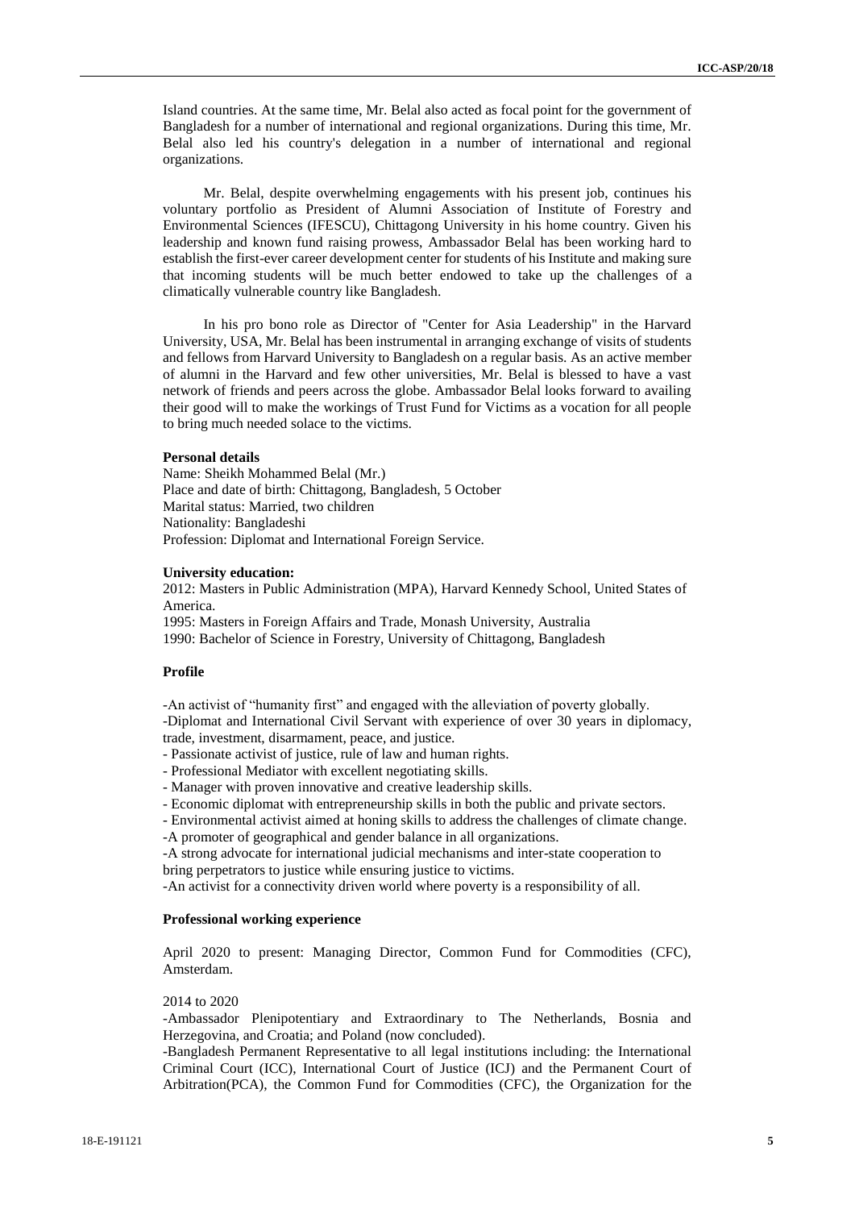Island countries. At the same time, Mr. Belal also acted as focal point for the government of Bangladesh for a number of international and regional organizations. During this time, Mr. Belal also led his country's delegation in a number of international and regional organizations.

Mr. Belal, despite overwhelming engagements with his present job, continues his voluntary portfolio as President of Alumni Association of Institute of Forestry and Environmental Sciences (IFESCU), Chittagong University in his home country. Given his leadership and known fund raising prowess, Ambassador Belal has been working hard to establish the first-ever career development center for students of his Institute and making sure that incoming students will be much better endowed to take up the challenges of a climatically vulnerable country like Bangladesh.

In his pro bono role as Director of "Center for Asia Leadership" in the Harvard University, USA, Mr. Belal has been instrumental in arranging exchange of visits of students and fellows from Harvard University to Bangladesh on a regular basis. As an active member of alumni in the Harvard and few other universities, Mr. Belal is blessed to have a vast network of friends and peers across the globe. Ambassador Belal looks forward to availing their good will to make the workings of Trust Fund for Victims as a vocation for all people to bring much needed solace to the victims.

**Personal details**

Name: Sheikh Mohammed Belal (Mr.)
Place and date of birth: Chittagong, Bangladesh, 5 October
Marital status: Married, two children
Nationality: Bangladeshi
Profession: Diplomat and International Foreign Service.

**University education:**

2012: Masters in Public Administration (MPA), Harvard Kennedy School, United States of America.
1995: Masters in Foreign Affairs and Trade, Monash University, Australia
1990: Bachelor of Science in Forestry, University of Chittagong, Bangladesh

**Profile**

-An activist of "humanity first" and engaged with the alleviation of poverty globally.
-Diplomat and International Civil Servant with experience of over 30 years in diplomacy, trade, investment, disarmament, peace, and justice.
- Passionate activist of justice, rule of law and human rights.
- Professional Mediator with excellent negotiating skills.
- Manager with proven innovative and creative leadership skills.
- Economic diplomat with entrepreneurship skills in both the public and private sectors.
- Environmental activist aimed at honing skills to address the challenges of climate change.
-A promoter of geographical and gender balance in all organizations.
-A strong advocate for international judicial mechanisms and inter-state cooperation to bring perpetrators to justice while ensuring justice to victims.
-An activist for a connectivity driven world where poverty is a responsibility of all.

**Professional working experience**

April 2020 to present: Managing Director, Common Fund for Commodities (CFC), Amsterdam.

2014 to 2020

-Ambassador Plenipotentiary and Extraordinary to The Netherlands, Bosnia and Herzegovina, and Croatia; and Poland (now concluded).
-Bangladesh Permanent Representative to all legal institutions including: the International Criminal Court (ICC), International Court of Justice (ICJ) and the Permanent Court of Arbitration(PCA), the Common Fund for Commodities (CFC), the Organization for the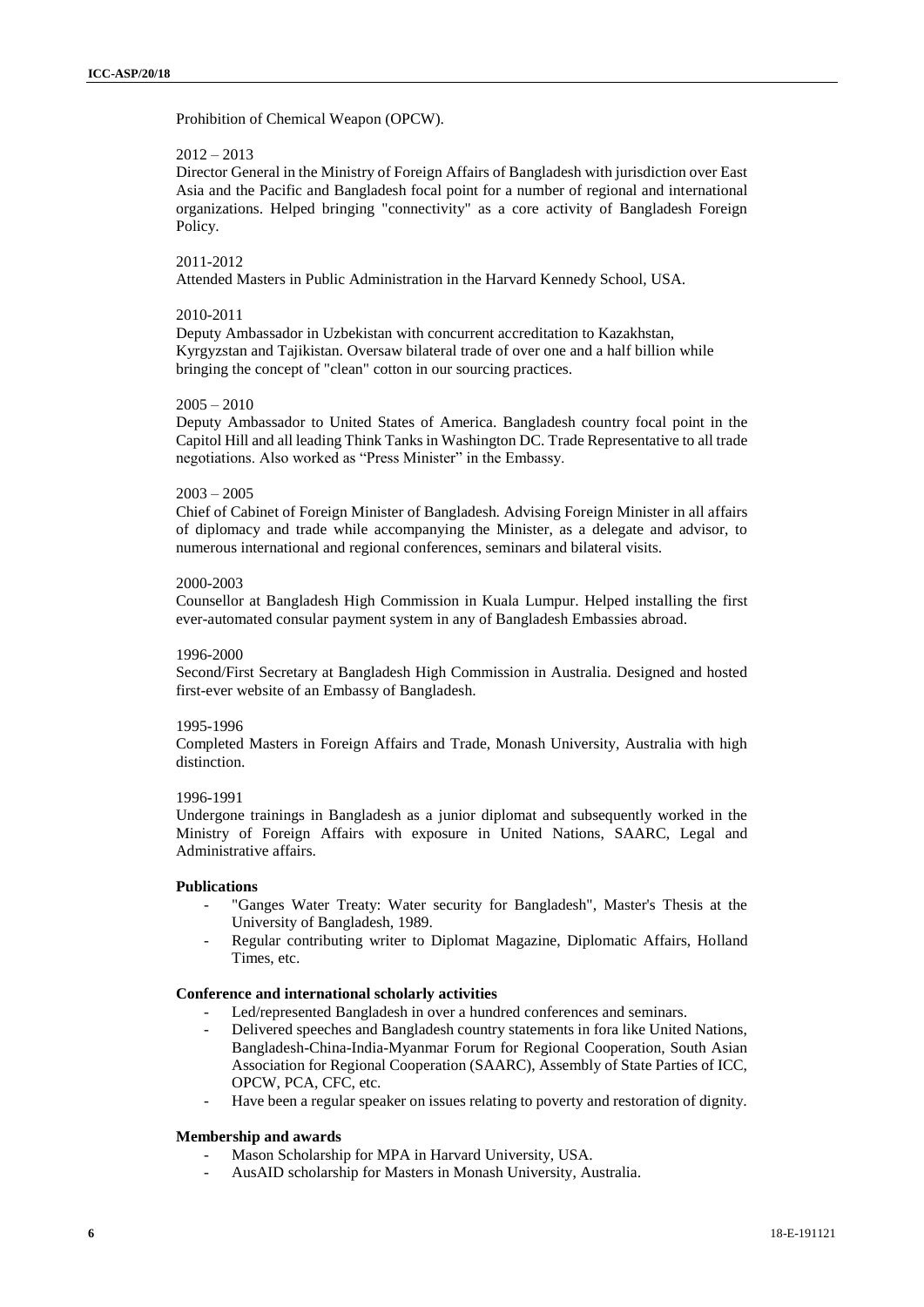Prohibition of Chemical Weapon (OPCW).

2012 – 2013

Director General in the Ministry of Foreign Affairs of Bangladesh with jurisdiction over East Asia and the Pacific and Bangladesh focal point for a number of regional and international organizations. Helped bringing "connectivity" as a core activity of Bangladesh Foreign Policy.

2011-2012

Attended Masters in Public Administration in the Harvard Kennedy School, USA.

2010-2011

Deputy Ambassador in Uzbekistan with concurrent accreditation to Kazakhstan, Kyrgyzstan and Tajikistan. Oversaw bilateral trade of over one and a half billion while bringing the concept of "clean" cotton in our sourcing practices.

2005 – 2010

Deputy Ambassador to United States of America. Bangladesh country focal point in the Capitol Hill and all leading Think Tanks in Washington DC. Trade Representative to all trade negotiations. Also worked as "Press Minister" in the Embassy.

2003 – 2005

Chief of Cabinet of Foreign Minister of Bangladesh. Advising Foreign Minister in all affairs of diplomacy and trade while accompanying the Minister, as a delegate and advisor, to numerous international and regional conferences, seminars and bilateral visits.

2000-2003

Counsellor at Bangladesh High Commission in Kuala Lumpur. Helped installing the first ever-automated consular payment system in any of Bangladesh Embassies abroad.

1996-2000

Second/First Secretary at Bangladesh High Commission in Australia. Designed and hosted first-ever website of an Embassy of Bangladesh.

1995-1996

Completed Masters in Foreign Affairs and Trade, Monash University, Australia with high distinction.

1996-1991

Undergone trainings in Bangladesh as a junior diplomat and subsequently worked in the Ministry of Foreign Affairs with exposure in United Nations, SAARC, Legal and Administrative affairs.

**Publications**

- "Ganges Water Treaty: Water security for Bangladesh", Master's Thesis at the University of Bangladesh, 1989.
- Regular contributing writer to Diplomat Magazine, Diplomatic Affairs, Holland Times, etc.

**Conference and international scholarly activities**

- Led/represented Bangladesh in over a hundred conferences and seminars.
- Delivered speeches and Bangladesh country statements in fora like United Nations, Bangladesh-China-India-Myanmar Forum for Regional Cooperation, South Asian Association for Regional Cooperation (SAARC), Assembly of State Parties of ICC, OPCW, PCA, CFC, etc.
- Have been a regular speaker on issues relating to poverty and restoration of dignity.

**Membership and awards**

- Mason Scholarship for MPA in Harvard University, USA.
- AusAID scholarship for Masters in Monash University, Australia.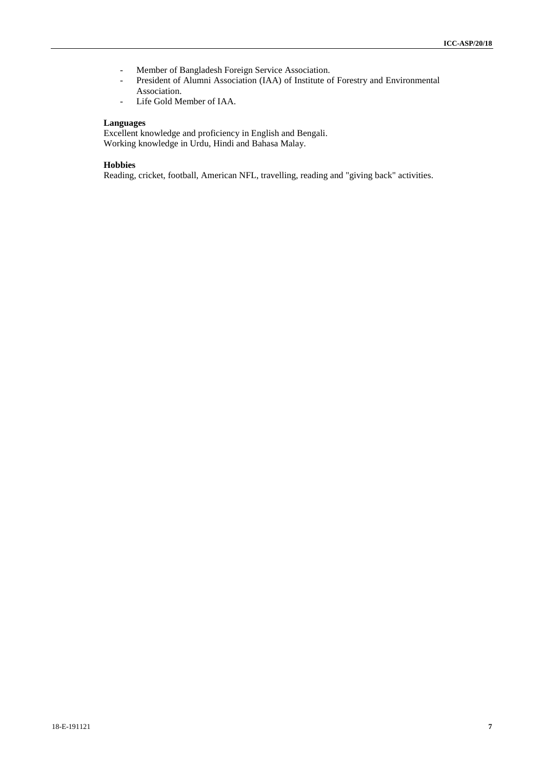- Member of Bangladesh Foreign Service Association.
- President of Alumni Association (IAA) of Institute of Forestry and Environmental Association.
- Life Gold Member of IAA.

**Languages**

Excellent knowledge and proficiency in English and Bengali.
Working knowledge in Urdu, Hindi and Bahasa Malay.

**Hobbies**

Reading, cricket, football, American NFL, travelling, reading and "giving back" activities.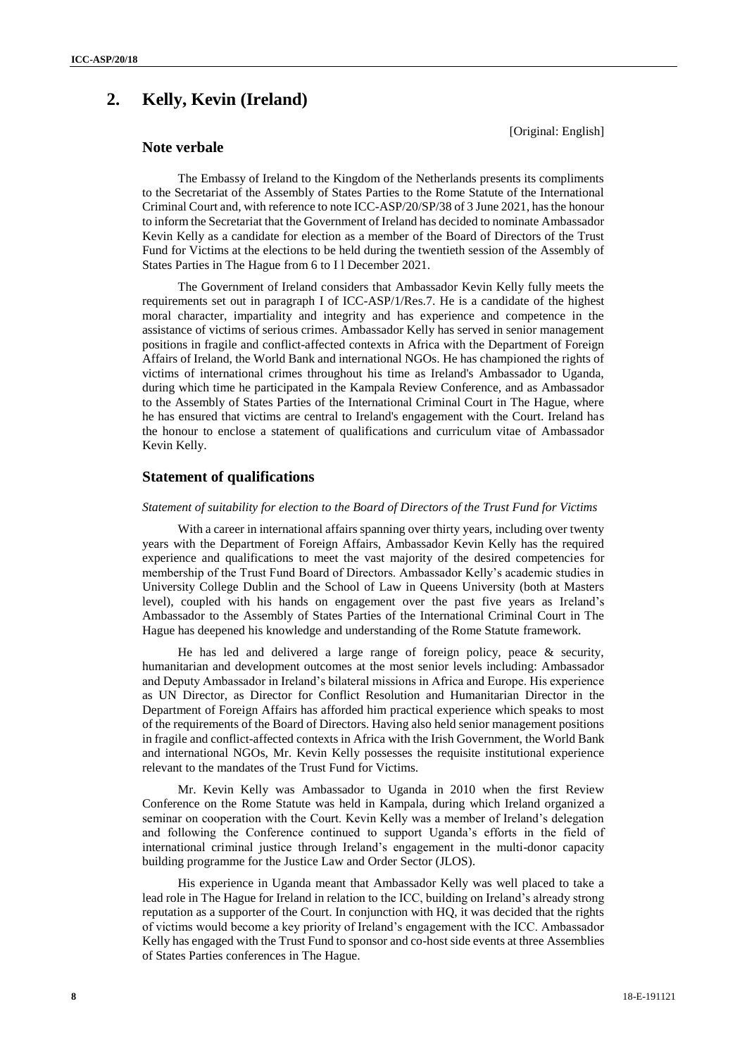## 2. Kelly, Kevin (Ireland)

[Original: English]

### Note verbale

The Embassy of Ireland to the Kingdom of the Netherlands presents its compliments to the Secretariat of the Assembly of States Parties to the Rome Statute of the International Criminal Court and, with reference to note ICC-ASP/20/SP/38 of 3 June 2021, has the honour to inform the Secretariat that the Government of Ireland has decided to nominate Ambassador Kevin Kelly as a candidate for election as a member of the Board of Directors of the Trust Fund for Victims at the elections to be held during the twentieth session of the Assembly of States Parties in The Hague from 6 to I l December 2021.

The Government of Ireland considers that Ambassador Kevin Kelly fully meets the requirements set out in paragraph I of ICC-ASP/1/Res.7. He is a candidate of the highest moral character, impartiality and integrity and has experience and competence in the assistance of victims of serious crimes. Ambassador Kelly has served in senior management positions in fragile and conflict-affected contexts in Africa with the Department of Foreign Affairs of Ireland, the World Bank and international NGOs. He has championed the rights of victims of international crimes throughout his time as Ireland's Ambassador to Uganda, during which time he participated in the Kampala Review Conference, and as Ambassador to the Assembly of States Parties of the International Criminal Court in The Hague, where he has ensured that victims are central to Ireland's engagement with the Court. Ireland has the honour to enclose a statement of qualifications and curriculum vitae of Ambassador Kevin Kelly.

### Statement of qualifications

*Statement of suitability for election to the Board of Directors of the Trust Fund for Victims*

With a career in international affairs spanning over thirty years, including over twenty years with the Department of Foreign Affairs, Ambassador Kevin Kelly has the required experience and qualifications to meet the vast majority of the desired competencies for membership of the Trust Fund Board of Directors. Ambassador Kelly's academic studies in University College Dublin and the School of Law in Queens University (both at Masters level), coupled with his hands on engagement over the past five years as Ireland's Ambassador to the Assembly of States Parties of the International Criminal Court in The Hague has deepened his knowledge and understanding of the Rome Statute framework.

He has led and delivered a large range of foreign policy, peace & security, humanitarian and development outcomes at the most senior levels including: Ambassador and Deputy Ambassador in Ireland's bilateral missions in Africa and Europe. His experience as UN Director, as Director for Conflict Resolution and Humanitarian Director in the Department of Foreign Affairs has afforded him practical experience which speaks to most of the requirements of the Board of Directors. Having also held senior management positions in fragile and conflict-affected contexts in Africa with the Irish Government, the World Bank and international NGOs, Mr. Kevin Kelly possesses the requisite institutional experience relevant to the mandates of the Trust Fund for Victims.

Mr. Kevin Kelly was Ambassador to Uganda in 2010 when the first Review Conference on the Rome Statute was held in Kampala, during which Ireland organized a seminar on cooperation with the Court. Kevin Kelly was a member of Ireland's delegation and following the Conference continued to support Uganda's efforts in the field of international criminal justice through Ireland's engagement in the multi-donor capacity building programme for the Justice Law and Order Sector (JLOS).

His experience in Uganda meant that Ambassador Kelly was well placed to take a lead role in The Hague for Ireland in relation to the ICC, building on Ireland's already strong reputation as a supporter of the Court. In conjunction with HQ, it was decided that the rights of victims would become a key priority of Ireland's engagement with the ICC. Ambassador Kelly has engaged with the Trust Fund to sponsor and co-host side events at three Assemblies of States Parties conferences in The Hague.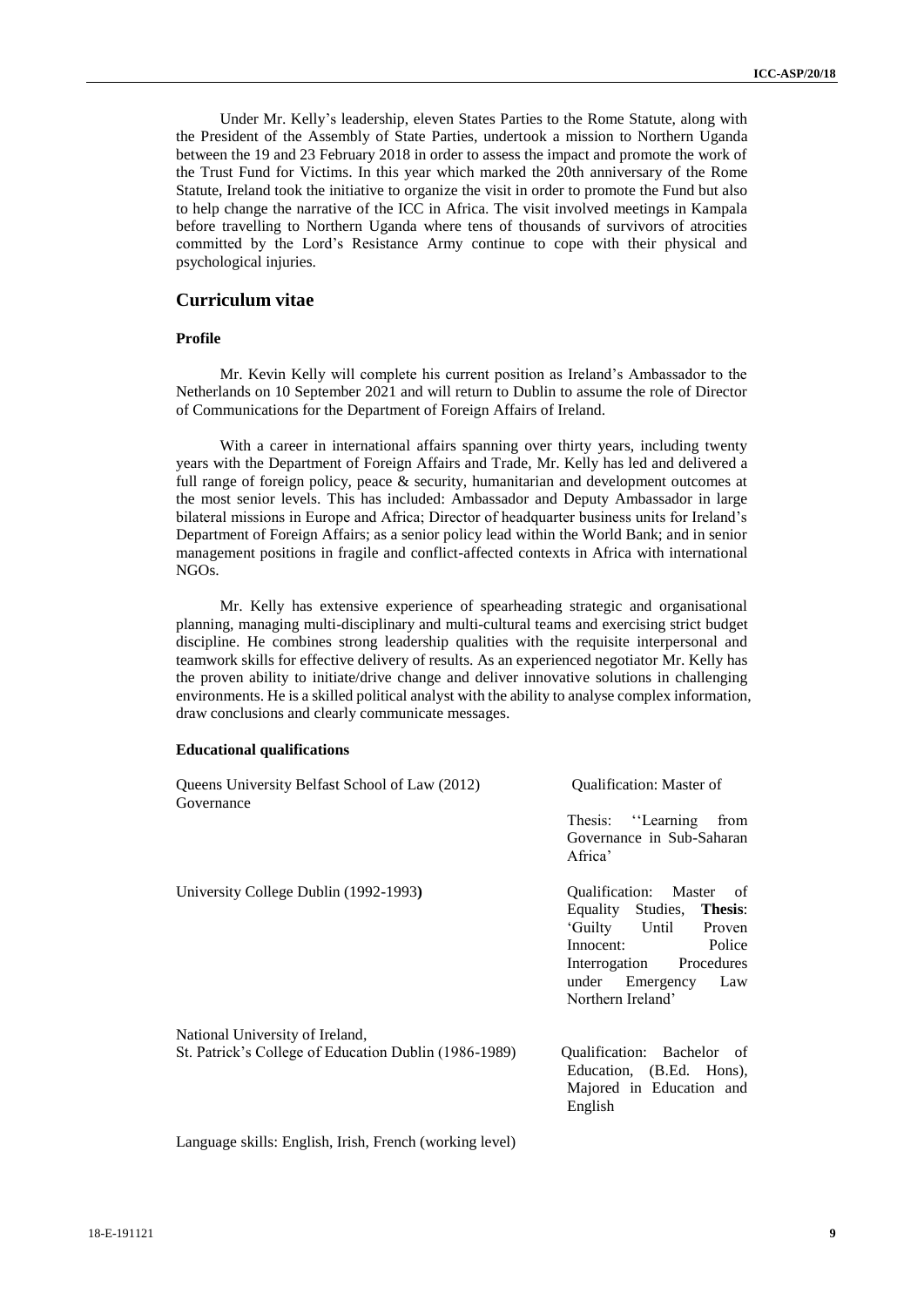Under Mr. Kelly's leadership, eleven States Parties to the Rome Statute, along with the President of the Assembly of State Parties, undertook a mission to Northern Uganda between the 19 and 23 February 2018 in order to assess the impact and promote the work of the Trust Fund for Victims. In this year which marked the 20th anniversary of the Rome Statute, Ireland took the initiative to organize the visit in order to promote the Fund but also to help change the narrative of the ICC in Africa. The visit involved meetings in Kampala before travelling to Northern Uganda where tens of thousands of survivors of atrocities committed by the Lord's Resistance Army continue to cope with their physical and psychological injuries.

## Curriculum vitae

### Profile

Mr. Kevin Kelly will complete his current position as Ireland's Ambassador to the Netherlands on 10 September 2021 and will return to Dublin to assume the role of Director of Communications for the Department of Foreign Affairs of Ireland.

With a career in international affairs spanning over thirty years, including twenty years with the Department of Foreign Affairs and Trade, Mr. Kelly has led and delivered a full range of foreign policy, peace & security, humanitarian and development outcomes at the most senior levels. This has included: Ambassador and Deputy Ambassador in large bilateral missions in Europe and Africa; Director of headquarter business units for Ireland's Department of Foreign Affairs; as a senior policy lead within the World Bank; and in senior management positions in fragile and conflict-affected contexts in Africa with international NGOs.

Mr. Kelly has extensive experience of spearheading strategic and organisational planning, managing multi-disciplinary and multi-cultural teams and exercising strict budget discipline. He combines strong leadership qualities with the requisite interpersonal and teamwork skills for effective delivery of results. As an experienced negotiator Mr. Kelly has the proven ability to initiate/drive change and deliver innovative solutions in challenging environments. He is a skilled political analyst with the ability to analyse complex information, draw conclusions and clearly communicate messages.

### Educational qualifications

| | |
|---|---|
| Queens University Belfast School of Law (2012) | Qualification: Master of Governance<br>Thesis: ''Learning from Governance in Sub-Saharan Africa' |
| University College Dublin (1992-1993**)** | Qualification: Master of Equality Studies, **Thesis**: 'Guilty Until Proven Innocent: Police Interrogation Procedures under Emergency Law Northern Ireland' |
| National University of Ireland,<br>St. Patrick's College of Education Dublin (1986-1989) | Qualification: Bachelor of Education, (B.Ed. Hons), Majored in Education and English |

Language skills: English, Irish, French (working level)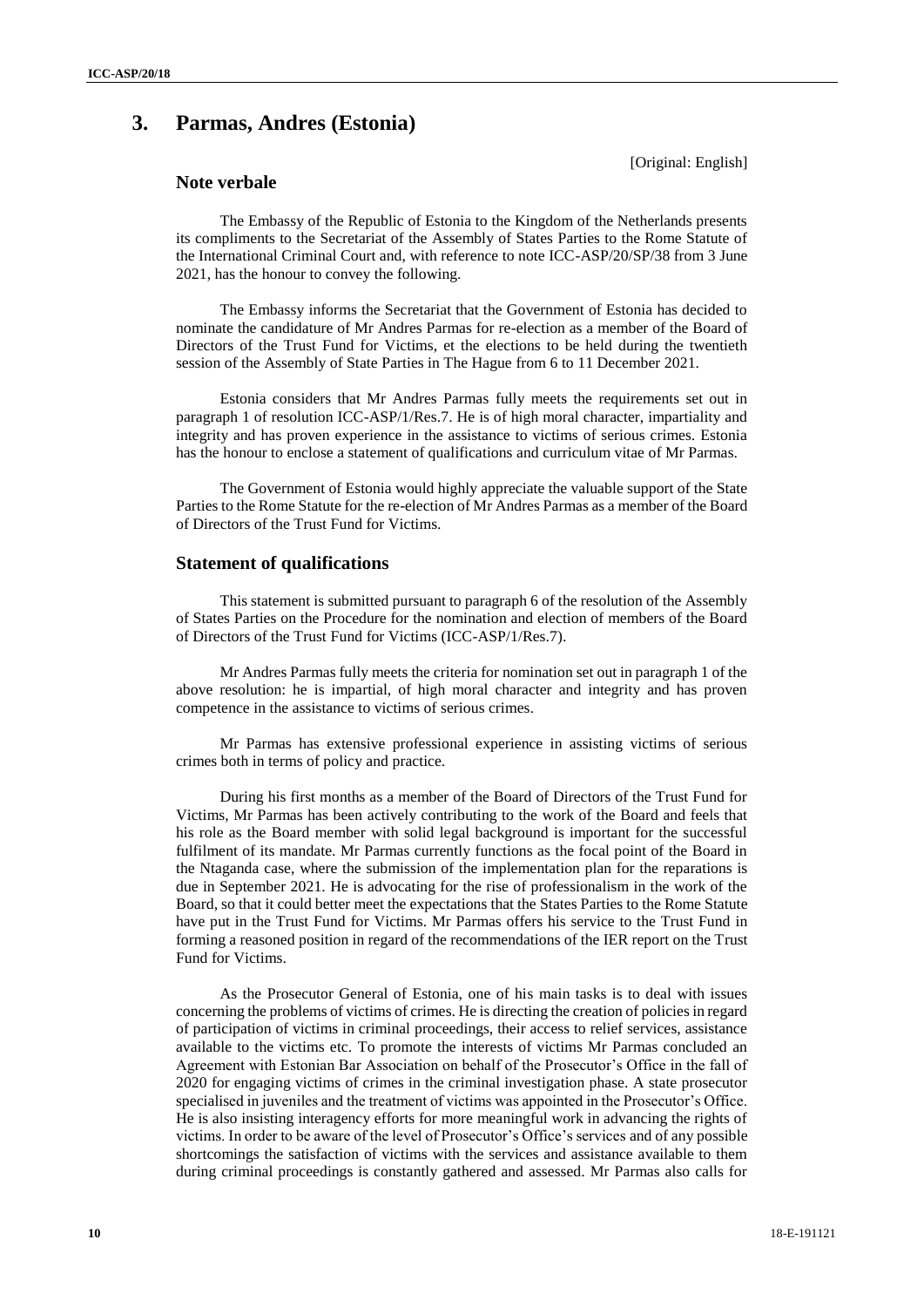## 3. Parmas, Andres (Estonia)

[Original: English]

### Note verbale

The Embassy of the Republic of Estonia to the Kingdom of the Netherlands presents its compliments to the Secretariat of the Assembly of States Parties to the Rome Statute of the International Criminal Court and, with reference to note ICC-ASP/20/SP/38 from 3 June 2021, has the honour to convey the following.

The Embassy informs the Secretariat that the Government of Estonia has decided to nominate the candidature of Mr Andres Parmas for re-election as a member of the Board of Directors of the Trust Fund for Victims, et the elections to be held during the twentieth session of the Assembly of State Parties in The Hague from 6 to 11 December 2021.

Estonia considers that Mr Andres Parmas fully meets the requirements set out in paragraph 1 of resolution ICC-ASP/1/Res.7. He is of high moral character, impartiality and integrity and has proven experience in the assistance to victims of serious crimes. Estonia has the honour to enclose a statement of qualifications and curriculum vitae of Mr Parmas.

The Government of Estonia would highly appreciate the valuable support of the State Parties to the Rome Statute for the re-election of Mr Andres Parmas as a member of the Board of Directors of the Trust Fund for Victims.

### Statement of qualifications

This statement is submitted pursuant to paragraph 6 of the resolution of the Assembly of States Parties on the Procedure for the nomination and election of members of the Board of Directors of the Trust Fund for Victims (ICC-ASP/1/Res.7).

Mr Andres Parmas fully meets the criteria for nomination set out in paragraph 1 of the above resolution: he is impartial, of high moral character and integrity and has proven competence in the assistance to victims of serious crimes.

Mr Parmas has extensive professional experience in assisting victims of serious crimes both in terms of policy and practice.

During his first months as a member of the Board of Directors of the Trust Fund for Victims, Mr Parmas has been actively contributing to the work of the Board and feels that his role as the Board member with solid legal background is important for the successful fulfilment of its mandate. Mr Parmas currently functions as the focal point of the Board in the Ntaganda case, where the submission of the implementation plan for the reparations is due in September 2021. He is advocating for the rise of professionalism in the work of the Board, so that it could better meet the expectations that the States Parties to the Rome Statute have put in the Trust Fund for Victims. Mr Parmas offers his service to the Trust Fund in forming a reasoned position in regard of the recommendations of the IER report on the Trust Fund for Victims.

As the Prosecutor General of Estonia, one of his main tasks is to deal with issues concerning the problems of victims of crimes. He is directing the creation of policies in regard of participation of victims in criminal proceedings, their access to relief services, assistance available to the victims etc. To promote the interests of victims Mr Parmas concluded an Agreement with Estonian Bar Association on behalf of the Prosecutor's Office in the fall of 2020 for engaging victims of crimes in the criminal investigation phase. A state prosecutor specialised in juveniles and the treatment of victims was appointed in the Prosecutor's Office. He is also insisting interagency efforts for more meaningful work in advancing the rights of victims. In order to be aware of the level of Prosecutor's Office's services and of any possible shortcomings the satisfaction of victims with the services and assistance available to them during criminal proceedings is constantly gathered and assessed. Mr Parmas also calls for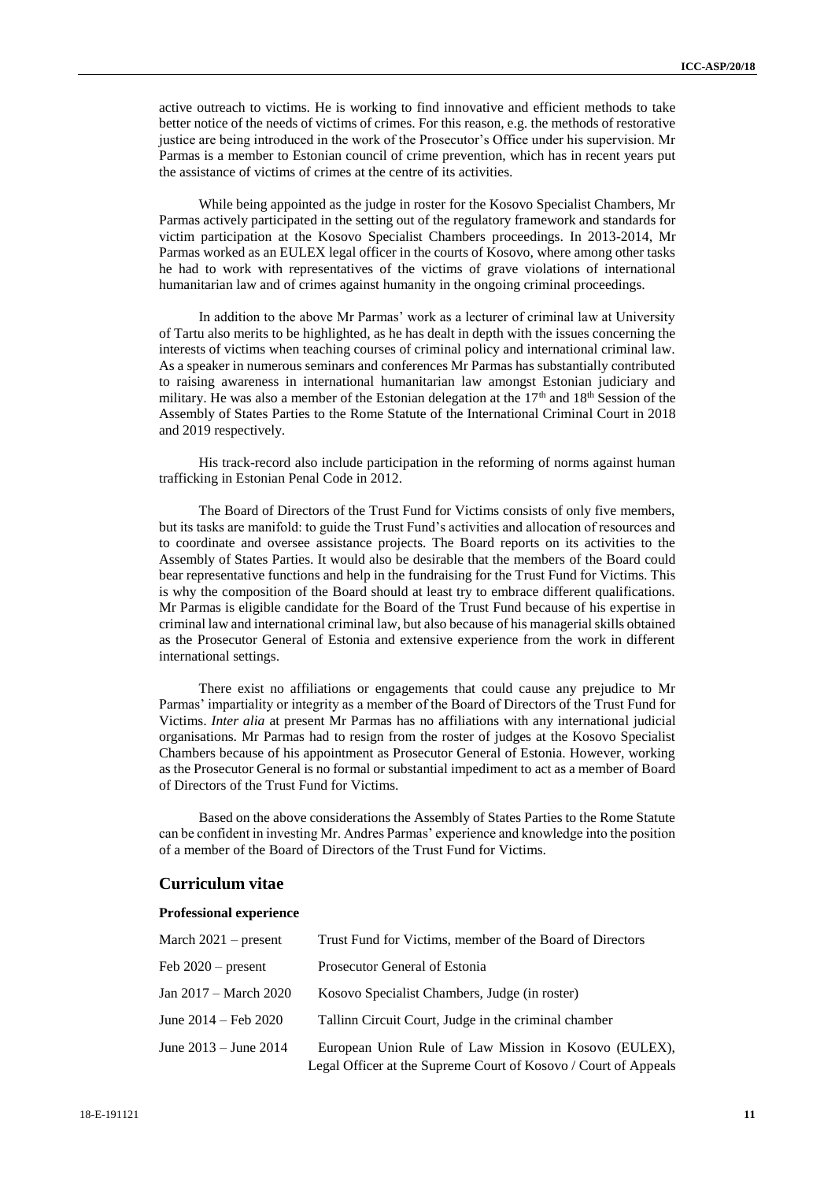active outreach to victims. He is working to find innovative and efficient methods to take better notice of the needs of victims of crimes. For this reason, e.g. the methods of restorative justice are being introduced in the work of the Prosecutor's Office under his supervision. Mr Parmas is a member to Estonian council of crime prevention, which has in recent years put the assistance of victims of crimes at the centre of its activities.

While being appointed as the judge in roster for the Kosovo Specialist Chambers, Mr Parmas actively participated in the setting out of the regulatory framework and standards for victim participation at the Kosovo Specialist Chambers proceedings. In 2013-2014, Mr Parmas worked as an EULEX legal officer in the courts of Kosovo, where among other tasks he had to work with representatives of the victims of grave violations of international humanitarian law and of crimes against humanity in the ongoing criminal proceedings.

In addition to the above Mr Parmas' work as a lecturer of criminal law at University of Tartu also merits to be highlighted, as he has dealt in depth with the issues concerning the interests of victims when teaching courses of criminal policy and international criminal law. As a speaker in numerous seminars and conferences Mr Parmas has substantially contributed to raising awareness in international humanitarian law amongst Estonian judiciary and military. He was also a member of the Estonian delegation at the 17th and 18th Session of the Assembly of States Parties to the Rome Statute of the International Criminal Court in 2018 and 2019 respectively.

His track-record also include participation in the reforming of norms against human trafficking in Estonian Penal Code in 2012.

The Board of Directors of the Trust Fund for Victims consists of only five members, but its tasks are manifold: to guide the Trust Fund's activities and allocation of resources and to coordinate and oversee assistance projects. The Board reports on its activities to the Assembly of States Parties. It would also be desirable that the members of the Board could bear representative functions and help in the fundraising for the Trust Fund for Victims. This is why the composition of the Board should at least try to embrace different qualifications. Mr Parmas is eligible candidate for the Board of the Trust Fund because of his expertise in criminal law and international criminal law, but also because of his managerial skills obtained as the Prosecutor General of Estonia and extensive experience from the work in different international settings.

There exist no affiliations or engagements that could cause any prejudice to Mr Parmas' impartiality or integrity as a member of the Board of Directors of the Trust Fund for Victims. *Inter alia* at present Mr Parmas has no affiliations with any international judicial organisations. Mr Parmas had to resign from the roster of judges at the Kosovo Specialist Chambers because of his appointment as Prosecutor General of Estonia. However, working as the Prosecutor General is no formal or substantial impediment to act as a member of Board of Directors of the Trust Fund for Victims.

Based on the above considerations the Assembly of States Parties to the Rome Statute can be confident in investing Mr. Andres Parmas' experience and knowledge into the position of a member of the Board of Directors of the Trust Fund for Victims.

## Curriculum vitae

### Professional experience

| | |
|---|---|
| March 2021 – present | Trust Fund for Victims, member of the Board of Directors |
| Feb 2020 – present | Prosecutor General of Estonia |
| Jan 2017 – March 2020 | Kosovo Specialist Chambers, Judge (in roster) |
| June 2014 – Feb 2020 | Tallinn Circuit Court, Judge in the criminal chamber |
| June 2013 – June 2014 | European Union Rule of Law Mission in Kosovo (EULEX), Legal Officer at the Supreme Court of Kosovo / Court of Appeals |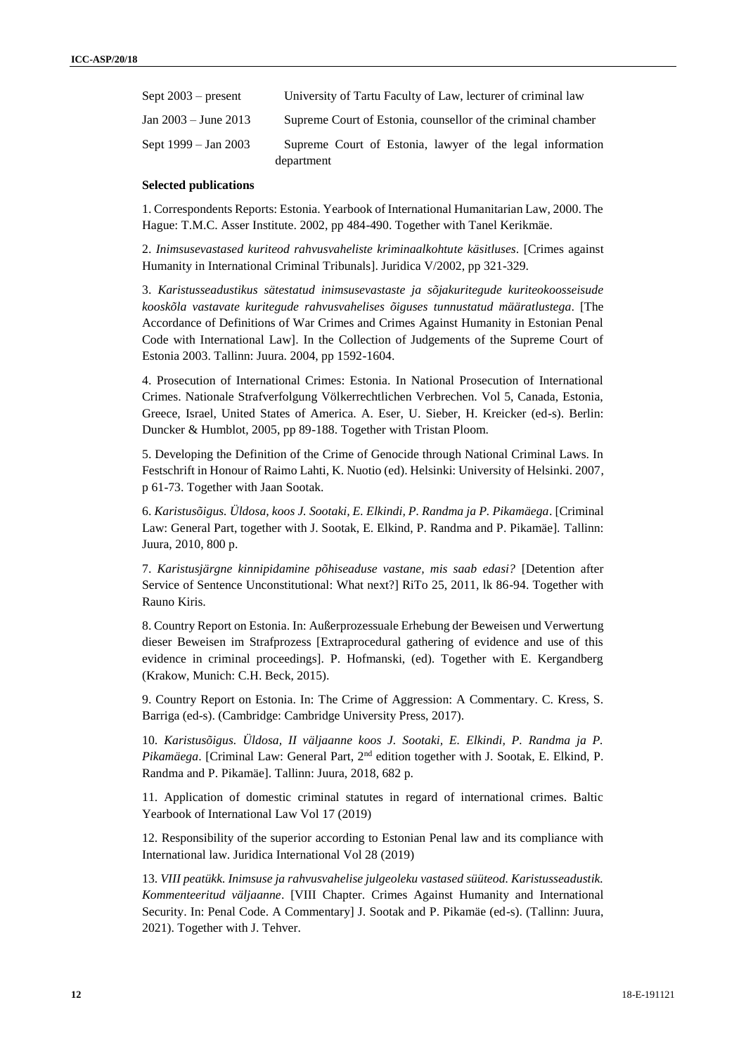| | |
|---|---|
| Sept 2003 – present | University of Tartu Faculty of Law, lecturer of criminal law |
| Jan 2003 – June 2013 | Supreme Court of Estonia, counsellor of the criminal chamber |
| Sept 1999 – Jan 2003 | Supreme Court of Estonia, lawyer of the legal information department |

**Selected publications**

1. Correspondents Reports: Estonia. Yearbook of International Humanitarian Law, 2000. The Hague: T.M.C. Asser Institute. 2002, pp 484-490. Together with Tanel Kerikmäe.

2. *Inimsusevastased kuriteod rahvusvaheliste kriminaalkohtute käsitluses*. [Crimes against Humanity in International Criminal Tribunals]. Juridica V/2002, pp 321-329.

3. *Karistusseadustikus sätestatud inimsusevastaste ja sõjakuritegude kuriteokoosseisude kooskõla vastavate kuritegude rahvusvahelises õiguses tunnustatud määratlustega*. [The Accordance of Definitions of War Crimes and Crimes Against Humanity in Estonian Penal Code with International Law]. In the Collection of Judgements of the Supreme Court of Estonia 2003. Tallinn: Juura. 2004, pp 1592-1604.

4. Prosecution of International Crimes: Estonia. In National Prosecution of International Crimes. Nationale Strafverfolgung Völkerrechtlichen Verbrechen. Vol 5, Canada, Estonia, Greece, Israel, United States of America. A. Eser, U. Sieber, H. Kreicker (ed-s). Berlin: Duncker & Humblot, 2005, pp 89-188. Together with Tristan Ploom.

5. Developing the Definition of the Crime of Genocide through National Criminal Laws. In Festschrift in Honour of Raimo Lahti, K. Nuotio (ed). Helsinki: University of Helsinki. 2007, p 61-73. Together with Jaan Sootak.

6. *Karistusõigus. Üldosa, koos J. Sootaki, E. Elkindi, P. Randma ja P. Pikamäega*. [Criminal Law: General Part, together with J. Sootak, E. Elkind, P. Randma and P. Pikamäe]. Tallinn: Juura, 2010, 800 p.

7. *Karistusjärgne kinnipidamine põhiseaduse vastane, mis saab edasi?* [Detention after Service of Sentence Unconstitutional: What next?] RiTo 25, 2011, lk 86-94. Together with Rauno Kiris.

8. Country Report on Estonia. In: Außerprozessuale Erhebung der Beweisen und Verwertung dieser Beweisen im Strafprozess [Extraprocedural gathering of evidence and use of this evidence in criminal proceedings]. P. Hofmanski, (ed). Together with E. Kergandberg (Krakow, Munich: C.H. Beck, 2015).

9. Country Report on Estonia. In: The Crime of Aggression: A Commentary. C. Kress, S. Barriga (ed-s). (Cambridge: Cambridge University Press, 2017).

10. *Karistusõigus. Üldosa, II väljaanne koos J. Sootaki, E. Elkindi, P. Randma ja P. Pikamäega*. [Criminal Law: General Part, 2nd edition together with J. Sootak, E. Elkind, P. Randma and P. Pikamäe]. Tallinn: Juura, 2018, 682 p.

11. Application of domestic criminal statutes in regard of international crimes. Baltic Yearbook of International Law Vol 17 (2019)

12. Responsibility of the superior according to Estonian Penal law and its compliance with International law. Juridica International Vol 28 (2019)

13. *VIII peatükk. Inimsuse ja rahvusvahelise julgeoleku vastased süüteod. Karistusseadustik. Kommenteeritud väljaanne*. [VIII Chapter. Crimes Against Humanity and International Security. In: Penal Code. A Commentary] J. Sootak and P. Pikamäe (ed-s). (Tallinn: Juura, 2021). Together with J. Tehver.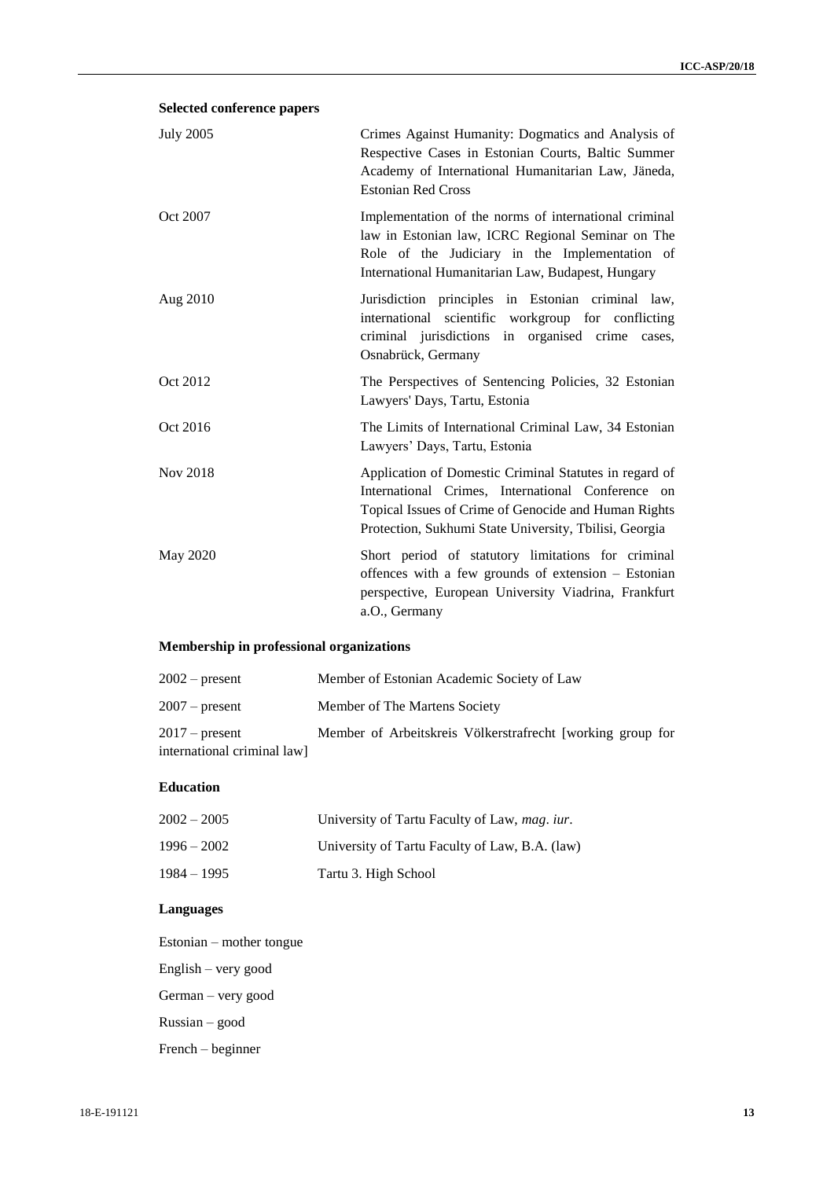**Selected conference papers**

| | |
|---|---|
| July 2005 | Crimes Against Humanity: Dogmatics and Analysis of Respective Cases in Estonian Courts, Baltic Summer Academy of International Humanitarian Law, Jäneda, Estonian Red Cross |
| Oct 2007 | Implementation of the norms of international criminal law in Estonian law, ICRC Regional Seminar on The Role of the Judiciary in the Implementation of International Humanitarian Law, Budapest, Hungary |
| Aug 2010 | Jurisdiction principles in Estonian criminal law, international scientific workgroup for conflicting criminal jurisdictions in organised crime cases, Osnabrück, Germany |
| Oct 2012 | The Perspectives of Sentencing Policies, 32 Estonian Lawyers' Days, Tartu, Estonia |
| Oct 2016 | The Limits of International Criminal Law, 34 Estonian Lawyers' Days, Tartu, Estonia |
| Nov 2018 | Application of Domestic Criminal Statutes in regard of International Crimes, International Conference on Topical Issues of Crime of Genocide and Human Rights Protection, Sukhumi State University, Tbilisi, Georgia |
| May 2020 | Short period of statutory limitations for criminal offences with a few grounds of extension – Estonian perspective, European University Viadrina, Frankfurt a.O., Germany |

**Membership in professional organizations**

| | |
|---|---|
| 2002 – present | Member of Estonian Academic Society of Law |
| 2007 – present | Member of The Martens Society |
| 2017 – present | Member of Arbeitskreis Völkerstrafrecht [working group for international criminal law] |

**Education**

| | |
|---|---|
| 2002 – 2005 | University of Tartu Faculty of Law, *mag. iur*. |
| 1996 – 2002 | University of Tartu Faculty of Law, B.A. (law) |
| 1984 – 1995 | Tartu 3. High School |

**Languages**

Estonian – mother tongue

English – very good

German – very good

Russian – good

French – beginner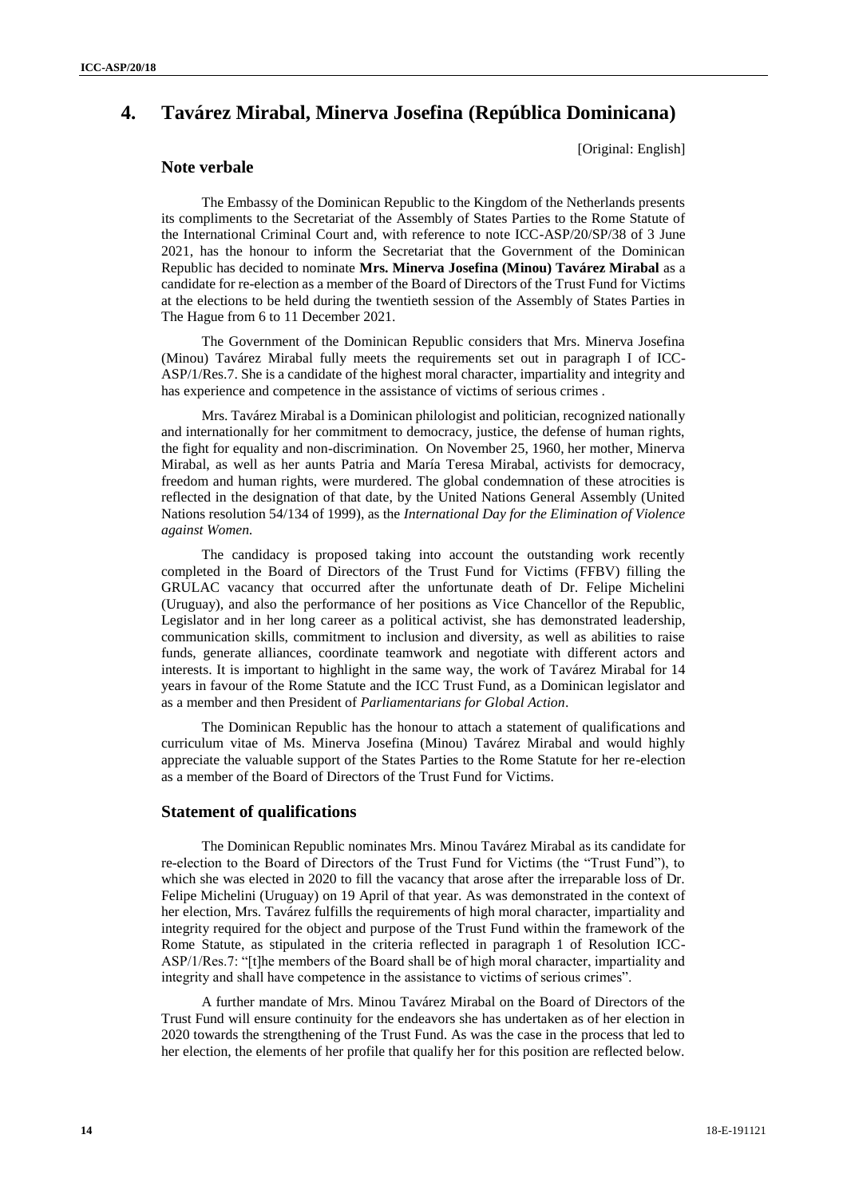## 4. Tavárez Mirabal, Minerva Josefina (República Dominicana)

[Original: English]

### Note verbale

The Embassy of the Dominican Republic to the Kingdom of the Netherlands presents its compliments to the Secretariat of the Assembly of States Parties to the Rome Statute of the International Criminal Court and, with reference to note ICC-ASP/20/SP/38 of 3 June 2021, has the honour to inform the Secretariat that the Government of the Dominican Republic has decided to nominate **Mrs. Minerva Josefina (Minou) Tavárez Mirabal** as a candidate for re-election as a member of the Board of Directors of the Trust Fund for Victims at the elections to be held during the twentieth session of the Assembly of States Parties in The Hague from 6 to 11 December 2021.

The Government of the Dominican Republic considers that Mrs. Minerva Josefina (Minou) Tavárez Mirabal fully meets the requirements set out in paragraph I of ICC-ASP/1/Res.7. She is a candidate of the highest moral character, impartiality and integrity and has experience and competence in the assistance of victims of serious crimes .

Mrs. Tavárez Mirabal is a Dominican philologist and politician, recognized nationally and internationally for her commitment to democracy, justice, the defense of human rights, the fight for equality and non-discrimination. On November 25, 1960, her mother, Minerva Mirabal, as well as her aunts Patria and María Teresa Mirabal, activists for democracy, freedom and human rights, were murdered. The global condemnation of these atrocities is reflected in the designation of that date, by the United Nations General Assembly (United Nations resolution 54/134 of 1999), as the *International Day for the Elimination of Violence against Women.*

The candidacy is proposed taking into account the outstanding work recently completed in the Board of Directors of the Trust Fund for Victims (FFBV) filling the GRULAC vacancy that occurred after the unfortunate death of Dr. Felipe Michelini (Uruguay), and also the performance of her positions as Vice Chancellor of the Republic, Legislator and in her long career as a political activist, she has demonstrated leadership, communication skills, commitment to inclusion and diversity, as well as abilities to raise funds, generate alliances, coordinate teamwork and negotiate with different actors and interests. It is important to highlight in the same way, the work of Tavárez Mirabal for 14 years in favour of the Rome Statute and the ICC Trust Fund, as a Dominican legislator and as a member and then President of *Parliamentarians for Global Action*.

The Dominican Republic has the honour to attach a statement of qualifications and curriculum vitae of Ms. Minerva Josefina (Minou) Tavárez Mirabal and would highly appreciate the valuable support of the States Parties to the Rome Statute for her re-election as a member of the Board of Directors of the Trust Fund for Victims.

### Statement of qualifications

The Dominican Republic nominates Mrs. Minou Tavárez Mirabal as its candidate for re-election to the Board of Directors of the Trust Fund for Victims (the "Trust Fund"), to which she was elected in 2020 to fill the vacancy that arose after the irreparable loss of Dr. Felipe Michelini (Uruguay) on 19 April of that year. As was demonstrated in the context of her election, Mrs. Tavárez fulfills the requirements of high moral character, impartiality and integrity required for the object and purpose of the Trust Fund within the framework of the Rome Statute, as stipulated in the criteria reflected in paragraph 1 of Resolution ICC-ASP/1/Res.7: "[t]he members of the Board shall be of high moral character, impartiality and integrity and shall have competence in the assistance to victims of serious crimes".

A further mandate of Mrs. Minou Tavárez Mirabal on the Board of Directors of the Trust Fund will ensure continuity for the endeavors she has undertaken as of her election in 2020 towards the strengthening of the Trust Fund. As was the case in the process that led to her election, the elements of her profile that qualify her for this position are reflected below.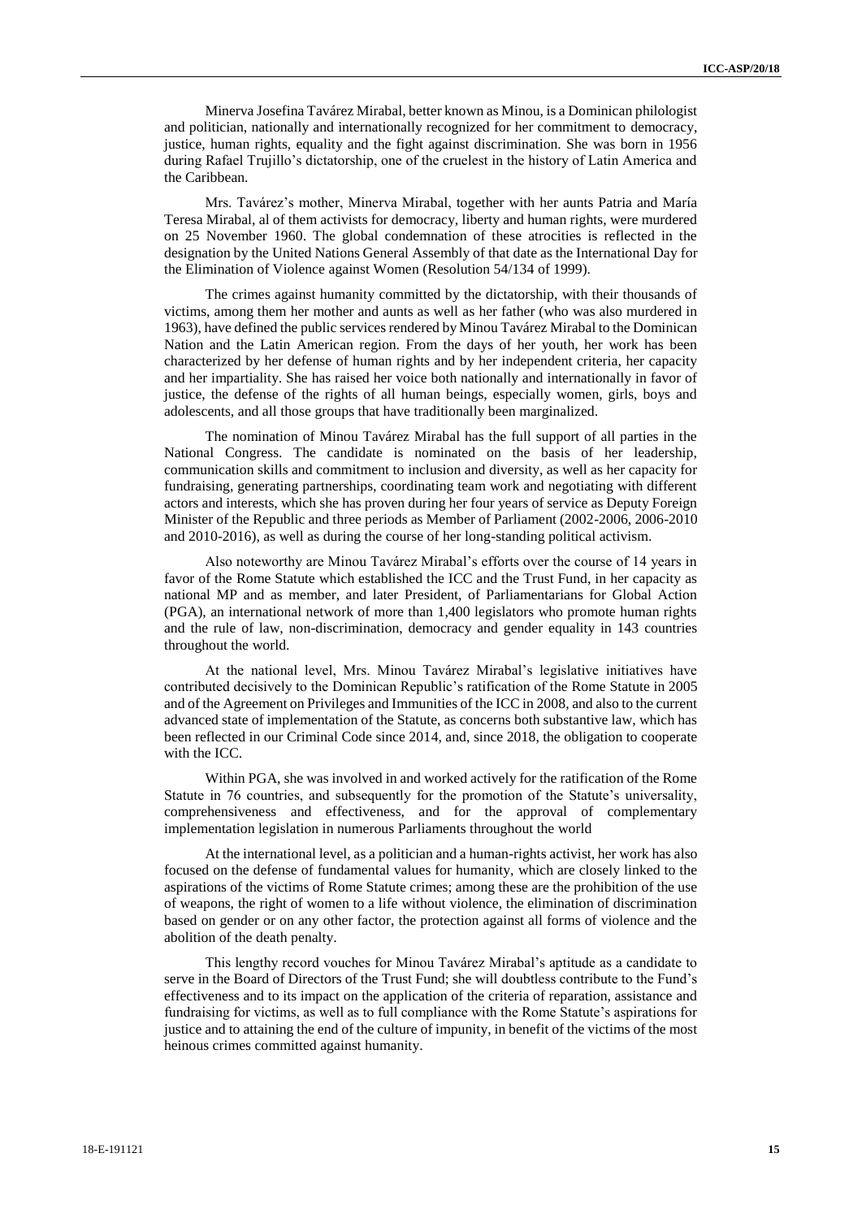Minerva Josefina Tavárez Mirabal, better known as Minou, is a Dominican philologist and politician, nationally and internationally recognized for her commitment to democracy, justice, human rights, equality and the fight against discrimination. She was born in 1956 during Rafael Trujillo's dictatorship, one of the cruelest in the history of Latin America and the Caribbean.

Mrs. Tavárez's mother, Minerva Mirabal, together with her aunts Patria and María Teresa Mirabal, al of them activists for democracy, liberty and human rights, were murdered on 25 November 1960. The global condemnation of these atrocities is reflected in the designation by the United Nations General Assembly of that date as the International Day for the Elimination of Violence against Women (Resolution 54/134 of 1999).

The crimes against humanity committed by the dictatorship, with their thousands of victims, among them her mother and aunts as well as her father (who was also murdered in 1963), have defined the public services rendered by Minou Tavárez Mirabal to the Dominican Nation and the Latin American region. From the days of her youth, her work has been characterized by her defense of human rights and by her independent criteria, her capacity and her impartiality. She has raised her voice both nationally and internationally in favor of justice, the defense of the rights of all human beings, especially women, girls, boys and adolescents, and all those groups that have traditionally been marginalized.

The nomination of Minou Tavárez Mirabal has the full support of all parties in the National Congress. The candidate is nominated on the basis of her leadership, communication skills and commitment to inclusion and diversity, as well as her capacity for fundraising, generating partnerships, coordinating team work and negotiating with different actors and interests, which she has proven during her four years of service as Deputy Foreign Minister of the Republic and three periods as Member of Parliament (2002-2006, 2006-2010 and 2010-2016), as well as during the course of her long-standing political activism.

Also noteworthy are Minou Tavárez Mirabal's efforts over the course of 14 years in favor of the Rome Statute which established the ICC and the Trust Fund, in her capacity as national MP and as member, and later President, of Parliamentarians for Global Action (PGA), an international network of more than 1,400 legislators who promote human rights and the rule of law, non-discrimination, democracy and gender equality in 143 countries throughout the world.

At the national level, Mrs. Minou Tavárez Mirabal's legislative initiatives have contributed decisively to the Dominican Republic's ratification of the Rome Statute in 2005 and of the Agreement on Privileges and Immunities of the ICC in 2008, and also to the current advanced state of implementation of the Statute, as concerns both substantive law, which has been reflected in our Criminal Code since 2014, and, since 2018, the obligation to cooperate with the ICC.

Within PGA, she was involved in and worked actively for the ratification of the Rome Statute in 76 countries, and subsequently for the promotion of the Statute's universality, comprehensiveness and effectiveness, and for the approval of complementary implementation legislation in numerous Parliaments throughout the world

At the international level, as a politician and a human-rights activist, her work has also focused on the defense of fundamental values for humanity, which are closely linked to the aspirations of the victims of Rome Statute crimes; among these are the prohibition of the use of weapons, the right of women to a life without violence, the elimination of discrimination based on gender or on any other factor, the protection against all forms of violence and the abolition of the death penalty.

This lengthy record vouches for Minou Tavárez Mirabal's aptitude as a candidate to serve in the Board of Directors of the Trust Fund; she will doubtless contribute to the Fund's effectiveness and to its impact on the application of the criteria of reparation, assistance and fundraising for victims, as well as to full compliance with the Rome Statute's aspirations for justice and to attaining the end of the culture of impunity, in benefit of the victims of the most heinous crimes committed against humanity.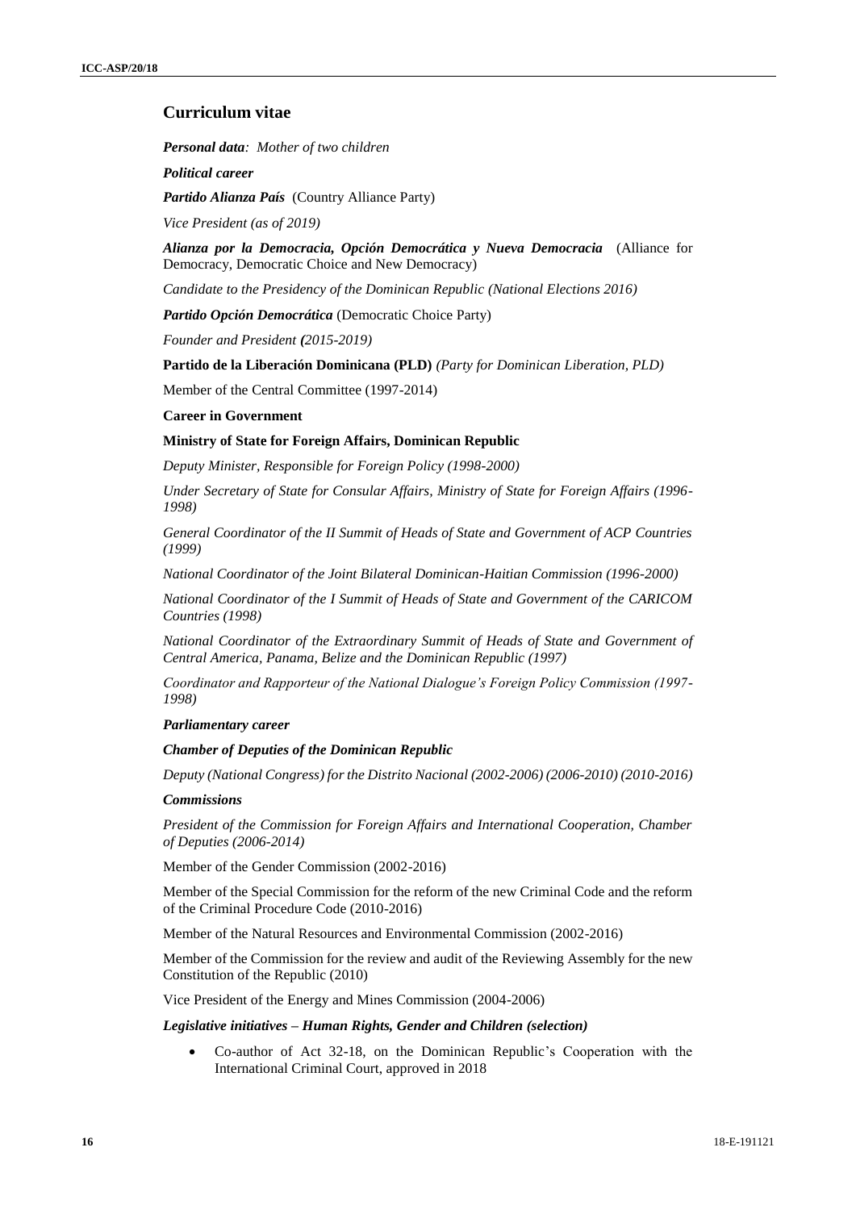## Curriculum vitae

***Personal data****: Mother of two children*

***Political career***

***Partido Alianza País*** (Country Alliance Party)

*Vice President (as of 2019)*

***Alianza por la Democracia, Opción Democrática y Nueva Democracia*** (Alliance for Democracy, Democratic Choice and New Democracy)

*Candidate to the Presidency of the Dominican Republic (National Elections 2016)*

***Partido Opción Democrática*** (Democratic Choice Party)

*Founder and President (2015-2019)*

**Partido de la Liberación Dominicana (PLD)** *(Party for Dominican Liberation, PLD)*

Member of the Central Committee (1997-2014)

**Career in Government**

**Ministry of State for Foreign Affairs, Dominican Republic**

*Deputy Minister, Responsible for Foreign Policy (1998-2000)*

*Under Secretary of State for Consular Affairs, Ministry of State for Foreign Affairs (1996-1998)*

*General Coordinator of the II Summit of Heads of State and Government of ACP Countries (1999)*

*National Coordinator of the Joint Bilateral Dominican-Haitian Commission (1996-2000)*

*National Coordinator of the I Summit of Heads of State and Government of the CARICOM Countries (1998)*

*National Coordinator of the Extraordinary Summit of Heads of State and Government of Central America, Panama, Belize and the Dominican Republic (1997)*

*Coordinator and Rapporteur of the National Dialogue's Foreign Policy Commission (1997-1998)*

***Parliamentary career***

***Chamber of Deputies of the Dominican Republic***

*Deputy (National Congress) for the Distrito Nacional (2002-2006) (2006-2010) (2010-2016)*

***Commissions***

*President of the Commission for Foreign Affairs and International Cooperation, Chamber of Deputies (2006-2014)*

Member of the Gender Commission (2002-2016)

Member of the Special Commission for the reform of the new Criminal Code and the reform of the Criminal Procedure Code (2010-2016)

Member of the Natural Resources and Environmental Commission (2002-2016)

Member of the Commission for the review and audit of the Reviewing Assembly for the new Constitution of the Republic (2010)

Vice President of the Energy and Mines Commission (2004-2006)

***Legislative initiatives – Human Rights, Gender and Children (selection)***

- Co-author of Act 32-18, on the Dominican Republic's Cooperation with the International Criminal Court, approved in 2018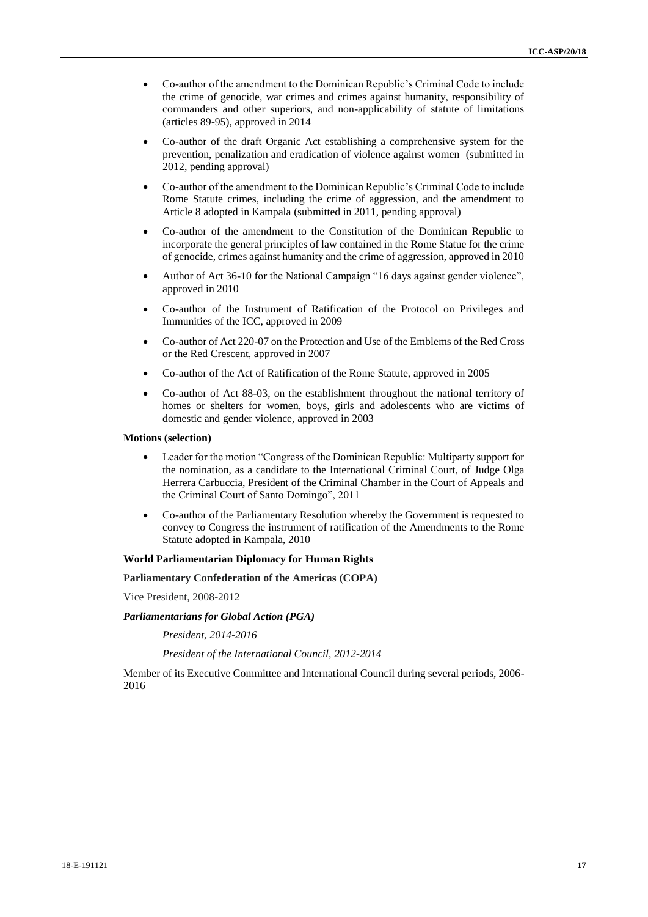- Co-author of the amendment to the Dominican Republic's Criminal Code to include the crime of genocide, war crimes and crimes against humanity, responsibility of commanders and other superiors, and non-applicability of statute of limitations (articles 89-95), approved in 2014

- Co-author of the draft Organic Act establishing a comprehensive system for the prevention, penalization and eradication of violence against women (submitted in 2012, pending approval)

- Co-author of the amendment to the Dominican Republic's Criminal Code to include Rome Statute crimes, including the crime of aggression, and the amendment to Article 8 adopted in Kampala (submitted in 2011, pending approval)

- Co-author of the amendment to the Constitution of the Dominican Republic to incorporate the general principles of law contained in the Rome Statue for the crime of genocide, crimes against humanity and the crime of aggression, approved in 2010

- Author of Act 36-10 for the National Campaign "16 days against gender violence", approved in 2010

- Co-author of the Instrument of Ratification of the Protocol on Privileges and Immunities of the ICC, approved in 2009

- Co-author of Act 220-07 on the Protection and Use of the Emblems of the Red Cross or the Red Crescent, approved in 2007

- Co-author of the Act of Ratification of the Rome Statute, approved in 2005

- Co-author of Act 88-03, on the establishment throughout the national territory of homes or shelters for women, boys, girls and adolescents who are victims of domestic and gender violence, approved in 2003

**Motions (selection)**

- Leader for the motion "Congress of the Dominican Republic: Multiparty support for the nomination, as a candidate to the International Criminal Court, of Judge Olga Herrera Carbuccia, President of the Criminal Chamber in the Court of Appeals and the Criminal Court of Santo Domingo", 2011

- Co-author of the Parliamentary Resolution whereby the Government is requested to convey to Congress the instrument of ratification of the Amendments to the Rome Statute adopted in Kampala, 2010

**World Parliamentarian Diplomacy for Human Rights**

**Parliamentary Confederation of the Americas (COPA)**

Vice President, 2008-2012

***Parliamentarians for Global Action (PGA)***

*President, 2014-2016*

*President of the International Council, 2012-2014*

Member of its Executive Committee and International Council during several periods, 2006-2016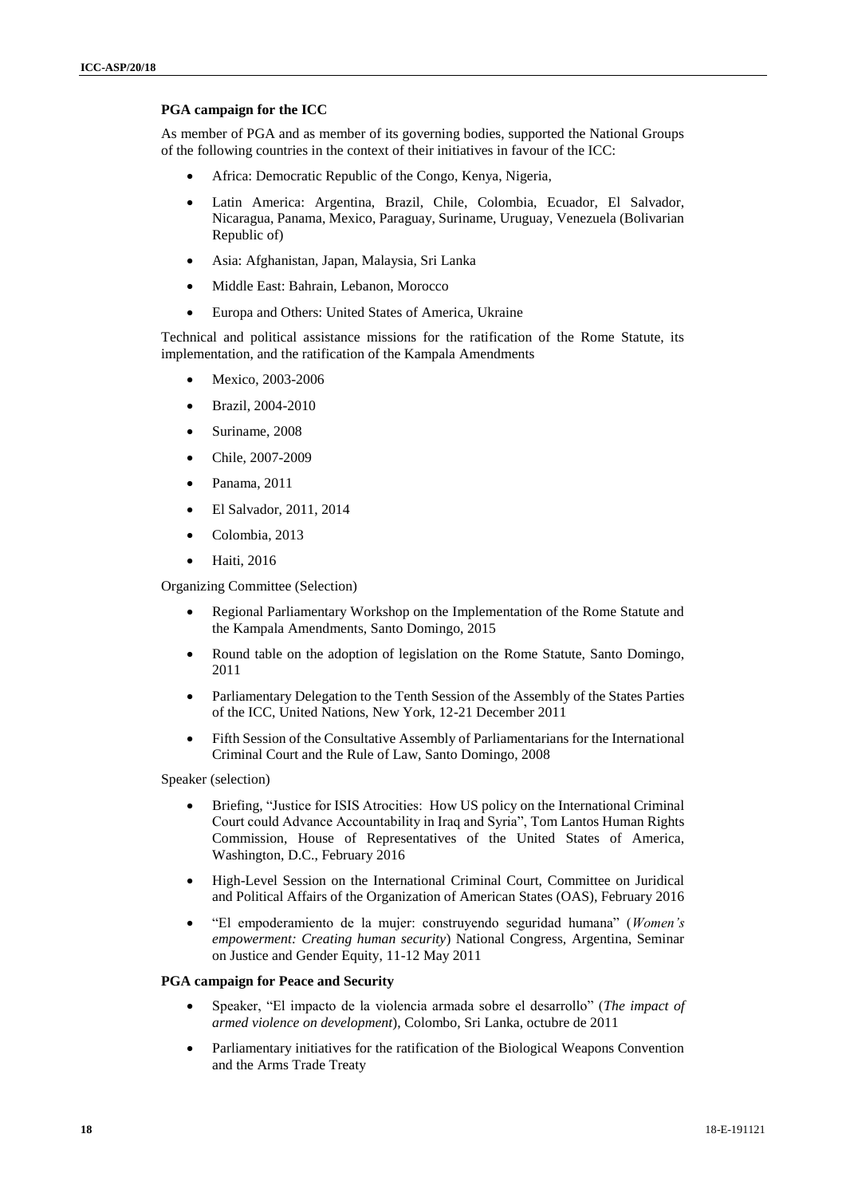**PGA campaign for the ICC**

As member of PGA and as member of its governing bodies, supported the National Groups of the following countries in the context of their initiatives in favour of the ICC:

- Africa: Democratic Republic of the Congo, Kenya, Nigeria,
- Latin America: Argentina, Brazil, Chile, Colombia, Ecuador, El Salvador, Nicaragua, Panama, Mexico, Paraguay, Suriname, Uruguay, Venezuela (Bolivarian Republic of)
- Asia: Afghanistan, Japan, Malaysia, Sri Lanka
- Middle East: Bahrain, Lebanon, Morocco
- Europa and Others: United States of America, Ukraine

Technical and political assistance missions for the ratification of the Rome Statute, its implementation, and the ratification of the Kampala Amendments

- Mexico, 2003-2006
- Brazil, 2004-2010
- Suriname, 2008
- Chile, 2007-2009
- Panama, 2011
- El Salvador, 2011, 2014
- Colombia, 2013
- Haiti, 2016

Organizing Committee (Selection)

- Regional Parliamentary Workshop on the Implementation of the Rome Statute and the Kampala Amendments, Santo Domingo, 2015
- Round table on the adoption of legislation on the Rome Statute, Santo Domingo, 2011
- Parliamentary Delegation to the Tenth Session of the Assembly of the States Parties of the ICC, United Nations, New York, 12-21 December 2011
- Fifth Session of the Consultative Assembly of Parliamentarians for the International Criminal Court and the Rule of Law, Santo Domingo, 2008

Speaker (selection)

- Briefing, "Justice for ISIS Atrocities: How US policy on the International Criminal Court could Advance Accountability in Iraq and Syria", Tom Lantos Human Rights Commission, House of Representatives of the United States of America, Washington, D.C., February 2016
- High-Level Session on the International Criminal Court, Committee on Juridical and Political Affairs of the Organization of American States (OAS), February 2016
- "El empoderamiento de la mujer: construyendo seguridad humana" (*Women's empowerment: Creating human security*) National Congress, Argentina, Seminar on Justice and Gender Equity, 11-12 May 2011

**PGA campaign for Peace and Security**

- Speaker, "El impacto de la violencia armada sobre el desarrollo" (*The impact of armed violence on development*), Colombo, Sri Lanka, octubre de 2011
- Parliamentary initiatives for the ratification of the Biological Weapons Convention and the Arms Trade Treaty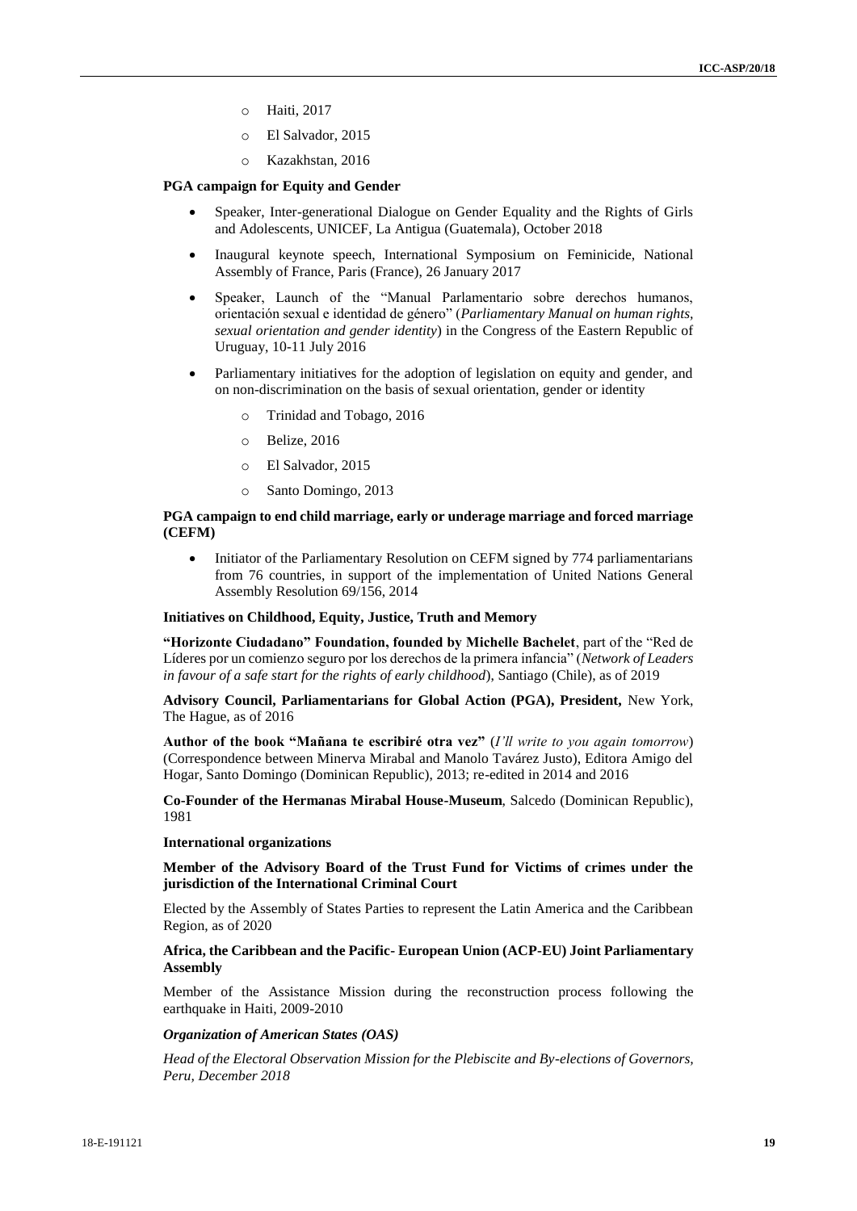- Haiti, 2017
- El Salvador, 2015
- Kazakhstan, 2016

**PGA campaign for Equity and Gender**

- Speaker, Inter-generational Dialogue on Gender Equality and the Rights of Girls and Adolescents, UNICEF, La Antigua (Guatemala), October 2018
- Inaugural keynote speech, International Symposium on Feminicide, National Assembly of France, Paris (France), 26 January 2017
- Speaker, Launch of the "Manual Parlamentario sobre derechos humanos, orientación sexual e identidad de género" (*Parliamentary Manual on human rights, sexual orientation and gender identity*) in the Congress of the Eastern Republic of Uruguay, 10-11 July 2016
- Parliamentary initiatives for the adoption of legislation on equity and gender, and on non-discrimination on the basis of sexual orientation, gender or identity
  - Trinidad and Tobago, 2016
  - Belize, 2016
  - El Salvador, 2015
  - Santo Domingo, 2013

**PGA campaign to end child marriage, early or underage marriage and forced marriage (CEFM)**

- Initiator of the Parliamentary Resolution on CEFM signed by 774 parliamentarians from 76 countries, in support of the implementation of United Nations General Assembly Resolution 69/156, 2014

**Initiatives on Childhood, Equity, Justice, Truth and Memory**

**"Horizonte Ciudadano" Foundation, founded by Michelle Bachelet**, part of the "Red de Líderes por un comienzo seguro por los derechos de la primera infancia" (*Network of Leaders in favour of a safe start for the rights of early childhood*), Santiago (Chile), as of 2019

**Advisory Council, Parliamentarians for Global Action (PGA), President,** New York, The Hague, as of 2016

**Author of the book "Mañana te escribiré otra vez"** (*I'll write to you again tomorrow*) (Correspondence between Minerva Mirabal and Manolo Tavárez Justo), Editora Amigo del Hogar, Santo Domingo (Dominican Republic), 2013; re-edited in 2014 and 2016

**Co-Founder of the Hermanas Mirabal House-Museum**, Salcedo (Dominican Republic), 1981

**International organizations**

**Member of the Advisory Board of the Trust Fund for Victims of crimes under the jurisdiction of the International Criminal Court**

Elected by the Assembly of States Parties to represent the Latin America and the Caribbean Region, as of 2020

**Africa, the Caribbean and the Pacific- European Union (ACP-EU) Joint Parliamentary Assembly**

Member of the Assistance Mission during the reconstruction process following the earthquake in Haiti, 2009-2010

***Organization of American States (OAS)***

*Head of the Electoral Observation Mission for the Plebiscite and By-elections of Governors, Peru, December 2018*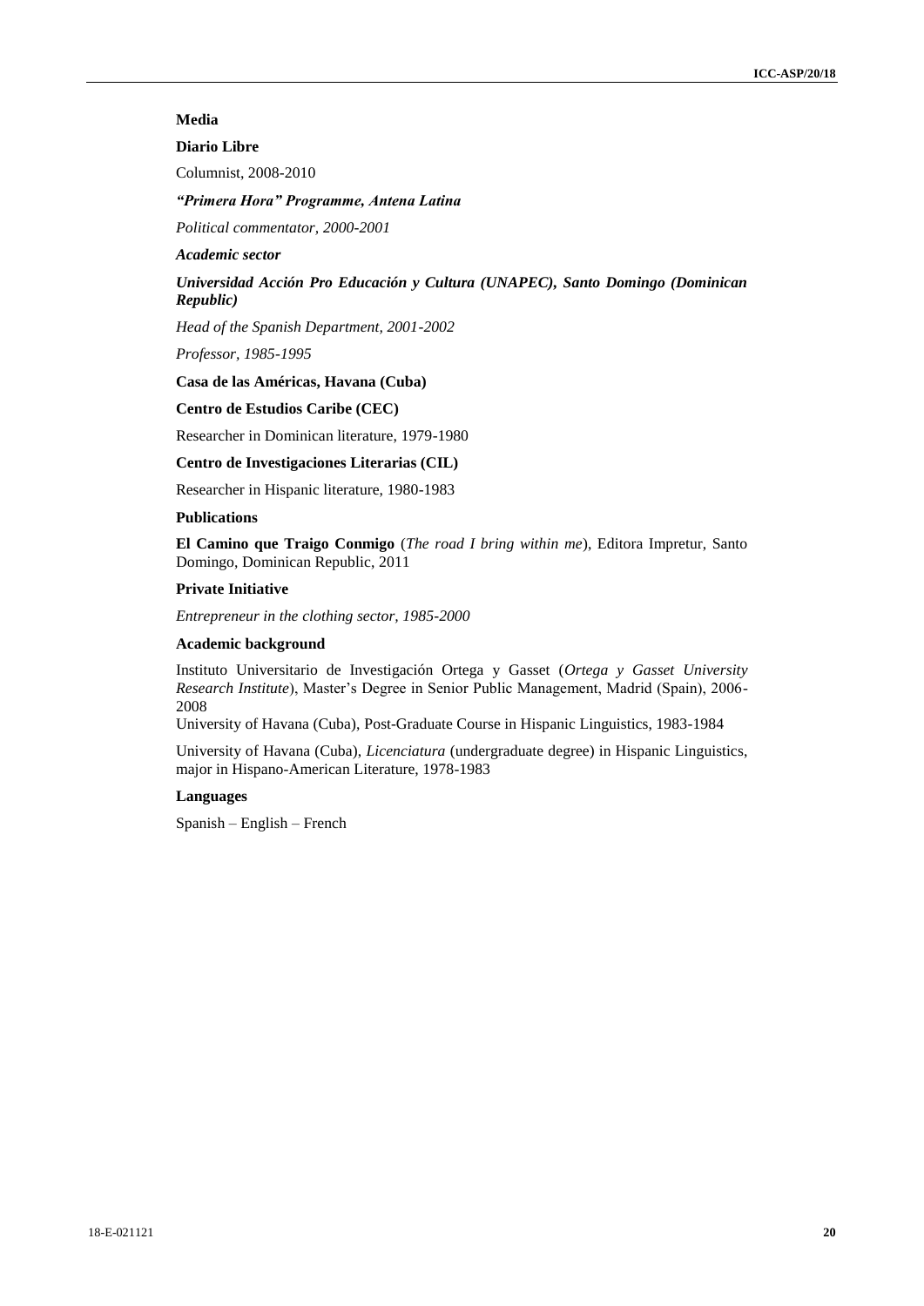**Media**

**Diario Libre**

Columnist, 2008-2010

***"Primera Hora" Programme, Antena Latina***

*Political commentator, 2000-2001*

***Academic sector***

***Universidad Acción Pro Educación y Cultura (UNAPEC), Santo Domingo (Dominican Republic)***

*Head of the Spanish Department, 2001-2002*

*Professor, 1985-1995*

**Casa de las Américas, Havana (Cuba)**

**Centro de Estudios Caribe (CEC)**

Researcher in Dominican literature, 1979-1980

**Centro de Investigaciones Literarias (CIL)**

Researcher in Hispanic literature, 1980-1983

**Publications**

**El Camino que Traigo Conmigo** (*The road I bring within me*), Editora Impretur, Santo Domingo, Dominican Republic, 2011

**Private Initiative**

*Entrepreneur in the clothing sector, 1985-2000*

**Academic background**

Instituto Universitario de Investigación Ortega y Gasset (*Ortega y Gasset University Research Institute*), Master's Degree in Senior Public Management, Madrid (Spain), 2006-2008

University of Havana (Cuba), Post-Graduate Course in Hispanic Linguistics, 1983-1984

University of Havana (Cuba), *Licenciatura* (undergraduate degree) in Hispanic Linguistics, major in Hispano-American Literature, 1978-1983

**Languages**

Spanish – English – French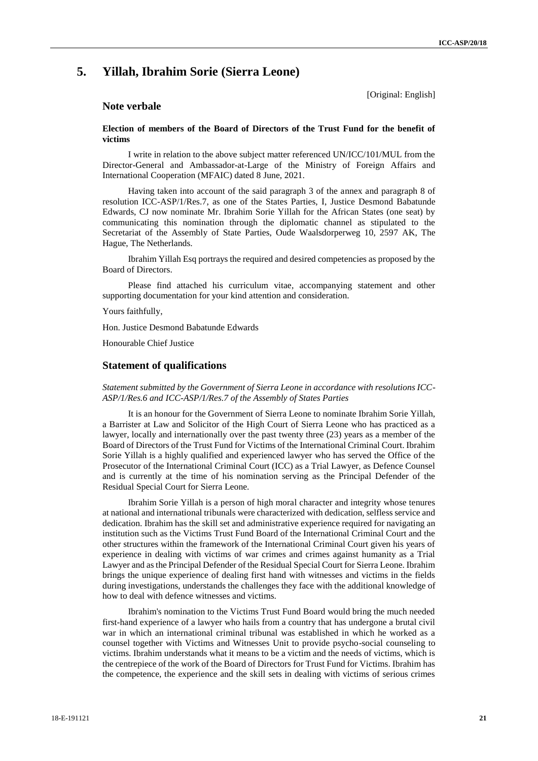# 5. Yillah, Ibrahim Sorie (Sierra Leone)

[Original: English]

## Note verbale

### Election of members of the Board of Directors of the Trust Fund for the benefit of victims

I write in relation to the above subject matter referenced UN/ICC/101/MUL from the Director-General and Ambassador-at-Large of the Ministry of Foreign Affairs and International Cooperation (MFAIC) dated 8 June, 2021.

Having taken into account of the said paragraph 3 of the annex and paragraph 8 of resolution ICC-ASP/1/Res.7, as one of the States Parties, I, Justice Desmond Babatunde Edwards, CJ now nominate Mr. Ibrahim Sorie Yillah for the African States (one seat) by communicating this nomination through the diplomatic channel as stipulated to the Secretariat of the Assembly of State Parties, Oude Waalsdorperweg 10, 2597 AK, The Hague, The Netherlands.

Ibrahim Yillah Esq portrays the required and desired competencies as proposed by the Board of Directors.

Please find attached his curriculum vitae, accompanying statement and other supporting documentation for your kind attention and consideration.

Yours faithfully,

Hon. Justice Desmond Babatunde Edwards

Honourable Chief Justice

## Statement of qualifications

*Statement submitted by the Government of Sierra Leone in accordance with resolutions ICC-ASP/1/Res.6 and ICC-ASP/1/Res.7 of the Assembly of States Parties*

It is an honour for the Government of Sierra Leone to nominate Ibrahim Sorie Yillah, a Barrister at Law and Solicitor of the High Court of Sierra Leone who has practiced as a lawyer, locally and internationally over the past twenty three (23) years as a member of the Board of Directors of the Trust Fund for Victims of the International Criminal Court. Ibrahim Sorie Yillah is a highly qualified and experienced lawyer who has served the Office of the Prosecutor of the International Criminal Court (ICC) as a Trial Lawyer, as Defence Counsel and is currently at the time of his nomination serving as the Principal Defender of the Residual Special Court for Sierra Leone.

Ibrahim Sorie Yillah is a person of high moral character and integrity whose tenures at national and international tribunals were characterized with dedication, selfless service and dedication. Ibrahim has the skill set and administrative experience required for navigating an institution such as the Victims Trust Fund Board of the International Criminal Court and the other structures within the framework of the International Criminal Court given his years of experience in dealing with victims of war crimes and crimes against humanity as a Trial Lawyer and as the Principal Defender of the Residual Special Court for Sierra Leone. Ibrahim brings the unique experience of dealing first hand with witnesses and victims in the fields during investigations, understands the challenges they face with the additional knowledge of how to deal with defence witnesses and victims.

Ibrahim's nomination to the Victims Trust Fund Board would bring the much needed first-hand experience of a lawyer who hails from a country that has undergone a brutal civil war in which an international criminal tribunal was established in which he worked as a counsel together with Victims and Witnesses Unit to provide psycho-social counseling to victims. Ibrahim understands what it means to be a victim and the needs of victims, which is the centrepiece of the work of the Board of Directors for Trust Fund for Victims. Ibrahim has the competence, the experience and the skill sets in dealing with victims of serious crimes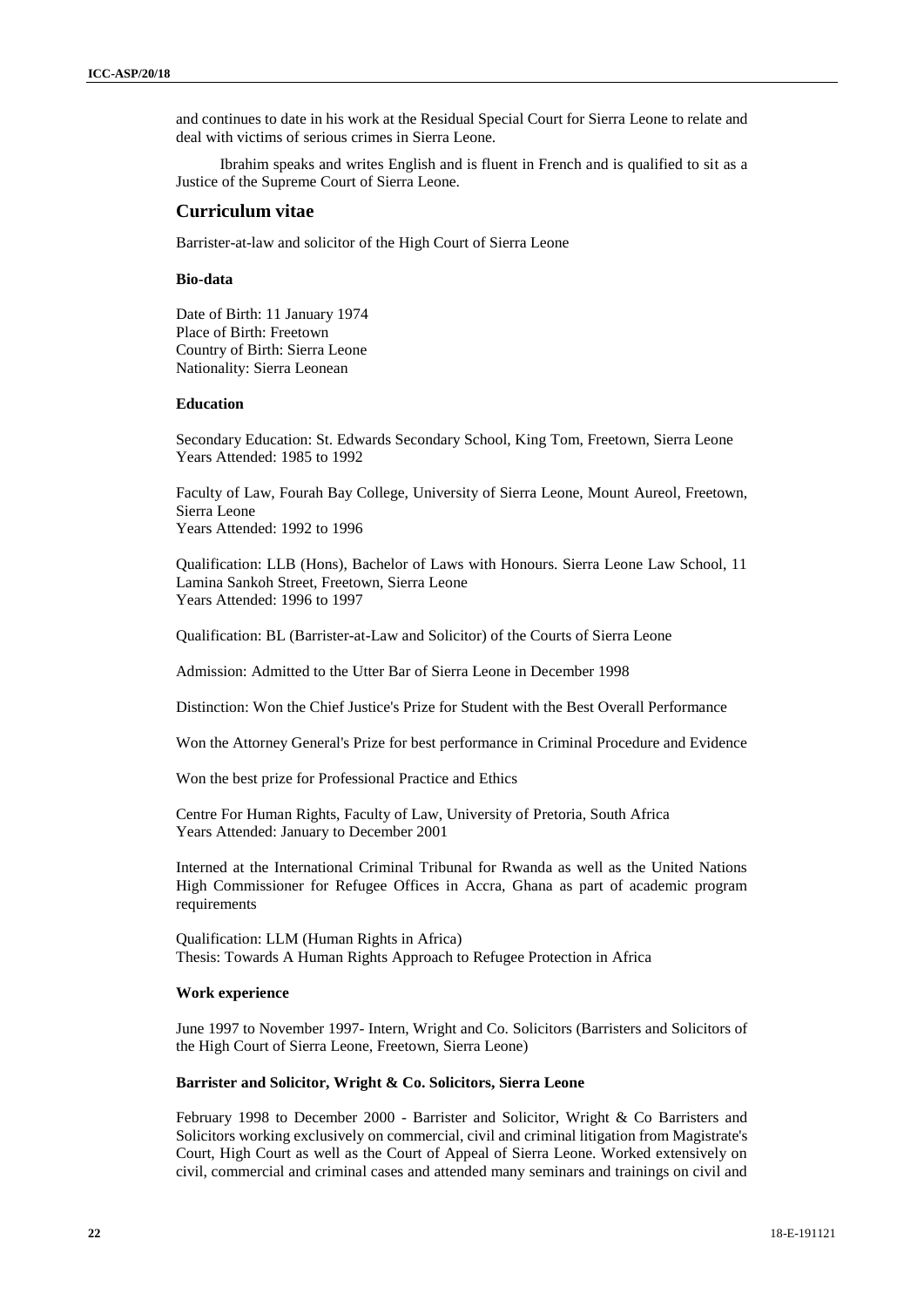and continues to date in his work at the Residual Special Court for Sierra Leone to relate and deal with victims of serious crimes in Sierra Leone.

Ibrahim speaks and writes English and is fluent in French and is qualified to sit as a Justice of the Supreme Court of Sierra Leone.

## Curriculum vitae

Barrister-at-law and solicitor of the High Court of Sierra Leone

### Bio-data

Date of Birth: 11 January 1974
Place of Birth: Freetown
Country of Birth: Sierra Leone
Nationality: Sierra Leonean

### Education

Secondary Education: St. Edwards Secondary School, King Tom, Freetown, Sierra Leone
Years Attended: 1985 to 1992

Faculty of Law, Fourah Bay College, University of Sierra Leone, Mount Aureol, Freetown, Sierra Leone
Years Attended: 1992 to 1996

Qualification: LLB (Hons), Bachelor of Laws with Honours. Sierra Leone Law School, 11 Lamina Sankoh Street, Freetown, Sierra Leone
Years Attended: 1996 to 1997

Qualification: BL (Barrister-at-Law and Solicitor) of the Courts of Sierra Leone

Admission: Admitted to the Utter Bar of Sierra Leone in December 1998

Distinction: Won the Chief Justice's Prize for Student with the Best Overall Performance

Won the Attorney General's Prize for best performance in Criminal Procedure and Evidence

Won the best prize for Professional Practice and Ethics

Centre For Human Rights, Faculty of Law, University of Pretoria, South Africa
Years Attended: January to December 2001

Interned at the International Criminal Tribunal for Rwanda as well as the United Nations High Commissioner for Refugee Offices in Accra, Ghana as part of academic program requirements

Qualification: LLM (Human Rights in Africa)
Thesis: Towards A Human Rights Approach to Refugee Protection in Africa

### Work experience

June 1997 to November 1997- Intern, Wright and Co. Solicitors (Barristers and Solicitors of the High Court of Sierra Leone, Freetown, Sierra Leone)

**Barrister and Solicitor, Wright & Co. Solicitors, Sierra Leone**

February 1998 to December 2000 - Barrister and Solicitor, Wright & Co Barristers and Solicitors working exclusively on commercial, civil and criminal litigation from Magistrate's Court, High Court as well as the Court of Appeal of Sierra Leone. Worked extensively on civil, commercial and criminal cases and attended many seminars and trainings on civil and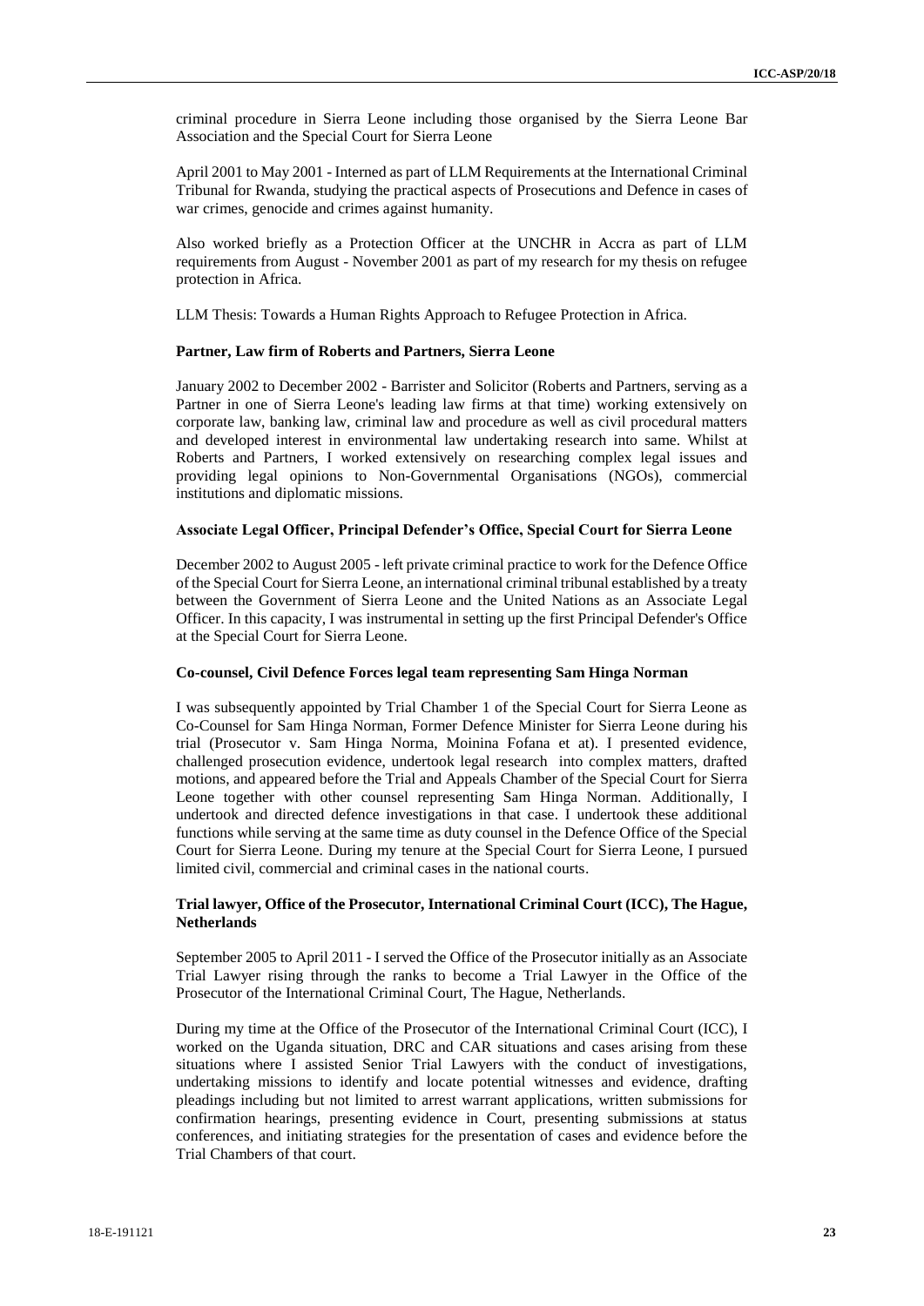criminal procedure in Sierra Leone including those organised by the Sierra Leone Bar Association and the Special Court for Sierra Leone

April 2001 to May 2001 - Interned as part of LLM Requirements at the International Criminal Tribunal for Rwanda, studying the practical aspects of Prosecutions and Defence in cases of war crimes, genocide and crimes against humanity.

Also worked briefly as a Protection Officer at the UNCHR in Accra as part of LLM requirements from August - November 2001 as part of my research for my thesis on refugee protection in Africa.

LLM Thesis: Towards a Human Rights Approach to Refugee Protection in Africa.

**Partner, Law firm of Roberts and Partners, Sierra Leone**

January 2002 to December 2002 - Barrister and Solicitor (Roberts and Partners, serving as a Partner in one of Sierra Leone's leading law firms at that time) working extensively on corporate law, banking law, criminal law and procedure as well as civil procedural matters and developed interest in environmental law undertaking research into same. Whilst at Roberts and Partners, I worked extensively on researching complex legal issues and providing legal opinions to Non-Governmental Organisations (NGOs), commercial institutions and diplomatic missions.

**Associate Legal Officer, Principal Defender's Office, Special Court for Sierra Leone**

December 2002 to August 2005 - left private criminal practice to work for the Defence Office of the Special Court for Sierra Leone, an international criminal tribunal established by a treaty between the Government of Sierra Leone and the United Nations as an Associate Legal Officer. In this capacity, I was instrumental in setting up the first Principal Defender's Office at the Special Court for Sierra Leone.

**Co-counsel, Civil Defence Forces legal team representing Sam Hinga Norman**

I was subsequently appointed by Trial Chamber 1 of the Special Court for Sierra Leone as Co-Counsel for Sam Hinga Norman, Former Defence Minister for Sierra Leone during his trial (Prosecutor v. Sam Hinga Norma, Moinina Fofana et at). I presented evidence, challenged prosecution evidence, undertook legal research into complex matters, drafted motions, and appeared before the Trial and Appeals Chamber of the Special Court for Sierra Leone together with other counsel representing Sam Hinga Norman. Additionally, I undertook and directed defence investigations in that case. I undertook these additional functions while serving at the same time as duty counsel in the Defence Office of the Special Court for Sierra Leone. During my tenure at the Special Court for Sierra Leone, I pursued limited civil, commercial and criminal cases in the national courts.

**Trial lawyer, Office of the Prosecutor, International Criminal Court (ICC), The Hague, Netherlands**

September 2005 to April 2011 - I served the Office of the Prosecutor initially as an Associate Trial Lawyer rising through the ranks to become a Trial Lawyer in the Office of the Prosecutor of the International Criminal Court, The Hague, Netherlands.

During my time at the Office of the Prosecutor of the International Criminal Court (ICC), I worked on the Uganda situation, DRC and CAR situations and cases arising from these situations where I assisted Senior Trial Lawyers with the conduct of investigations, undertaking missions to identify and locate potential witnesses and evidence, drafting pleadings including but not limited to arrest warrant applications, written submissions for confirmation hearings, presenting evidence in Court, presenting submissions at status conferences, and initiating strategies for the presentation of cases and evidence before the Trial Chambers of that court.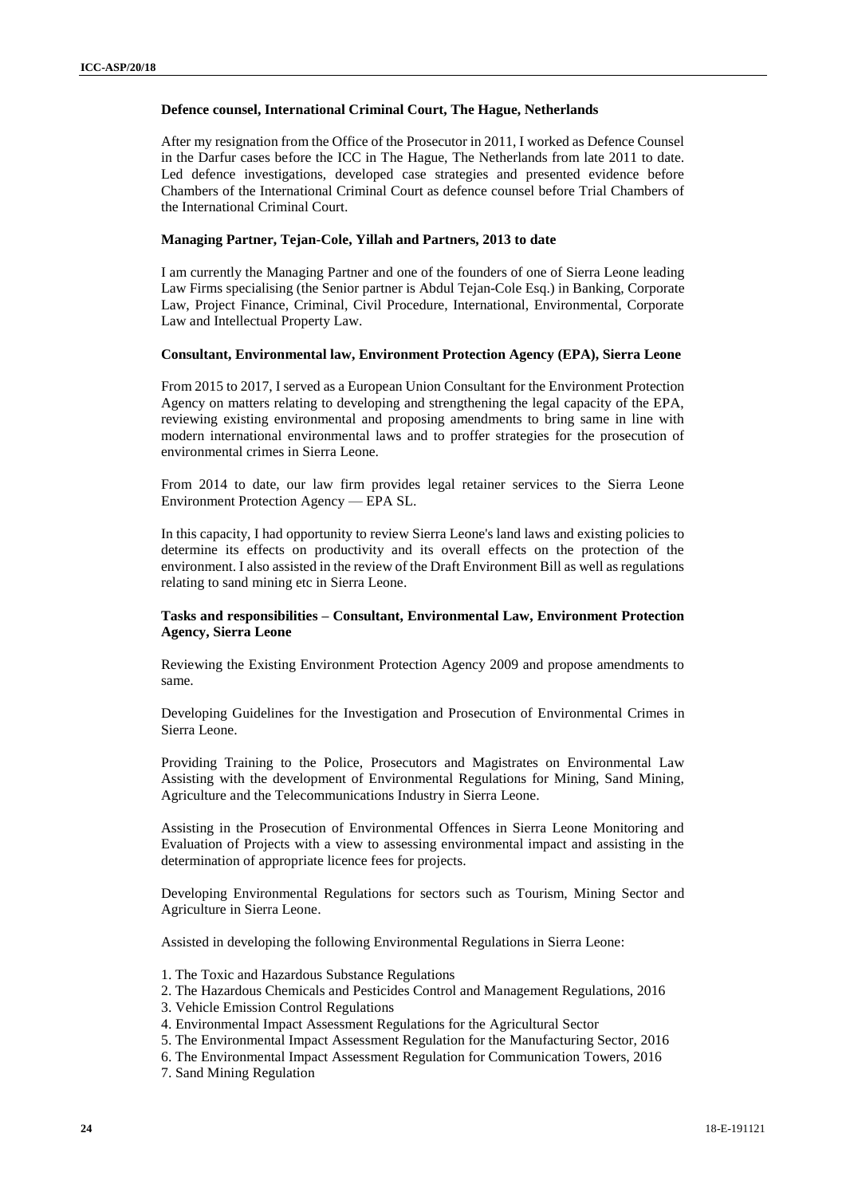**Defence counsel, International Criminal Court, The Hague, Netherlands**

After my resignation from the Office of the Prosecutor in 2011, I worked as Defence Counsel in the Darfur cases before the ICC in The Hague, The Netherlands from late 2011 to date. Led defence investigations, developed case strategies and presented evidence before Chambers of the International Criminal Court as defence counsel before Trial Chambers of the International Criminal Court.

**Managing Partner, Tejan-Cole, Yillah and Partners, 2013 to date**

I am currently the Managing Partner and one of the founders of one of Sierra Leone leading Law Firms specialising (the Senior partner is Abdul Tejan-Cole Esq.) in Banking, Corporate Law, Project Finance, Criminal, Civil Procedure, International, Environmental, Corporate Law and Intellectual Property Law.

**Consultant, Environmental law, Environment Protection Agency (EPA), Sierra Leone**

From 2015 to 2017, I served as a European Union Consultant for the Environment Protection Agency on matters relating to developing and strengthening the legal capacity of the EPA, reviewing existing environmental and proposing amendments to bring same in line with modern international environmental laws and to proffer strategies for the prosecution of environmental crimes in Sierra Leone.

From 2014 to date, our law firm provides legal retainer services to the Sierra Leone Environment Protection Agency — EPA SL.

In this capacity, I had opportunity to review Sierra Leone's land laws and existing policies to determine its effects on productivity and its overall effects on the protection of the environment. I also assisted in the review of the Draft Environment Bill as well as regulations relating to sand mining etc in Sierra Leone.

**Tasks and responsibilities – Consultant, Environmental Law, Environment Protection Agency, Sierra Leone**

Reviewing the Existing Environment Protection Agency 2009 and propose amendments to same.

Developing Guidelines for the Investigation and Prosecution of Environmental Crimes in Sierra Leone.

Providing Training to the Police, Prosecutors and Magistrates on Environmental Law Assisting with the development of Environmental Regulations for Mining, Sand Mining, Agriculture and the Telecommunications Industry in Sierra Leone.

Assisting in the Prosecution of Environmental Offences in Sierra Leone Monitoring and Evaluation of Projects with a view to assessing environmental impact and assisting in the determination of appropriate licence fees for projects.

Developing Environmental Regulations for sectors such as Tourism, Mining Sector and Agriculture in Sierra Leone.

Assisted in developing the following Environmental Regulations in Sierra Leone:

1. The Toxic and Hazardous Substance Regulations
2. The Hazardous Chemicals and Pesticides Control and Management Regulations, 2016
3. Vehicle Emission Control Regulations
4. Environmental Impact Assessment Regulations for the Agricultural Sector
5. The Environmental Impact Assessment Regulation for the Manufacturing Sector, 2016
6. The Environmental Impact Assessment Regulation for Communication Towers, 2016
7. Sand Mining Regulation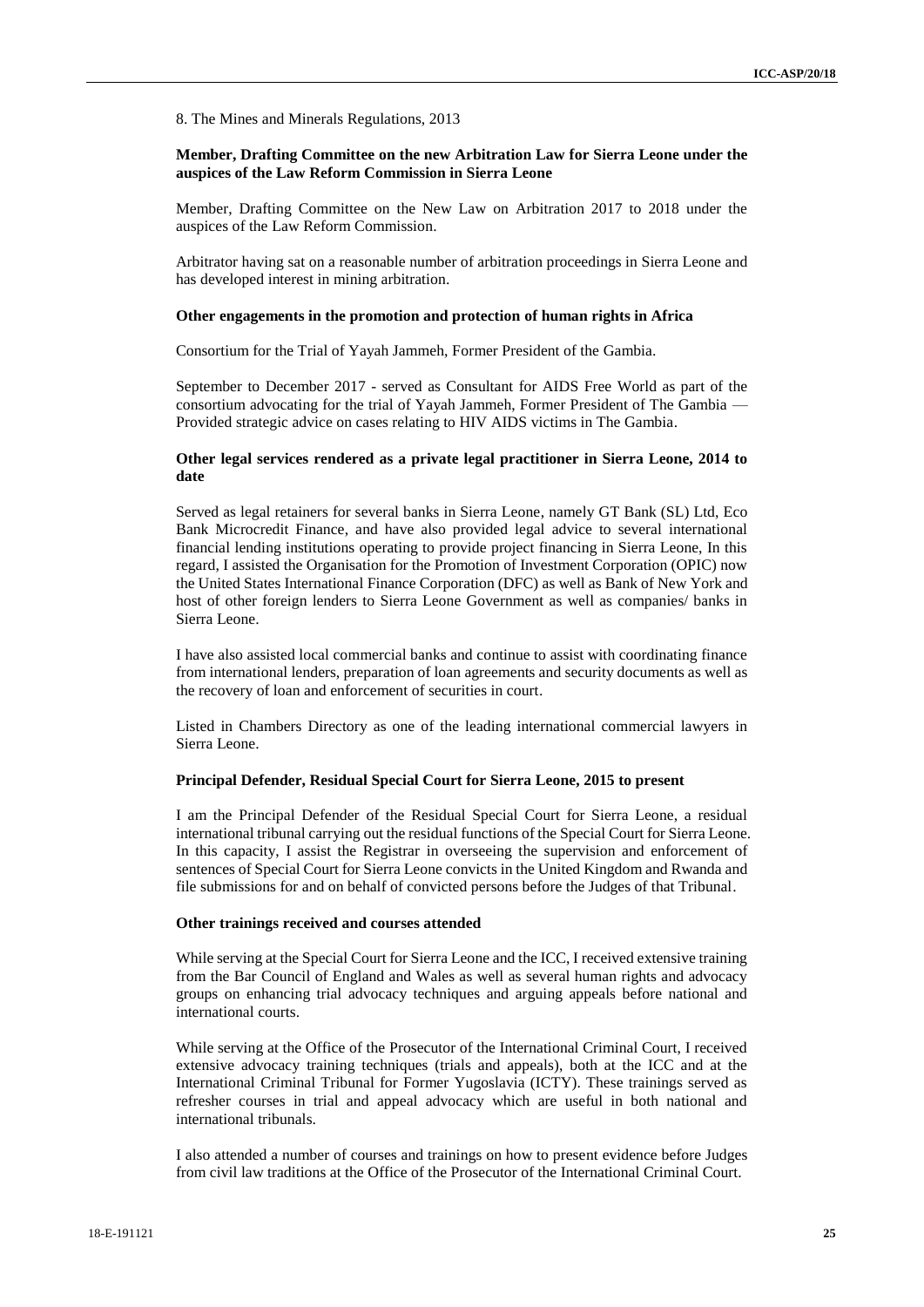8. The Mines and Minerals Regulations, 2013

**Member, Drafting Committee on the new Arbitration Law for Sierra Leone under the auspices of the Law Reform Commission in Sierra Leone**

Member, Drafting Committee on the New Law on Arbitration 2017 to 2018 under the auspices of the Law Reform Commission.

Arbitrator having sat on a reasonable number of arbitration proceedings in Sierra Leone and has developed interest in mining arbitration.

**Other engagements in the promotion and protection of human rights in Africa**

Consortium for the Trial of Yayah Jammeh, Former President of the Gambia.

September to December 2017 - served as Consultant for AIDS Free World as part of the consortium advocating for the trial of Yayah Jammeh, Former President of The Gambia — Provided strategic advice on cases relating to HIV AIDS victims in The Gambia.

**Other legal services rendered as a private legal practitioner in Sierra Leone, 2014 to date**

Served as legal retainers for several banks in Sierra Leone, namely GT Bank (SL) Ltd, Eco Bank Microcredit Finance, and have also provided legal advice to several international financial lending institutions operating to provide project financing in Sierra Leone, In this regard, I assisted the Organisation for the Promotion of Investment Corporation (OPIC) now the United States International Finance Corporation (DFC) as well as Bank of New York and host of other foreign lenders to Sierra Leone Government as well as companies/ banks in Sierra Leone.

I have also assisted local commercial banks and continue to assist with coordinating finance from international lenders, preparation of loan agreements and security documents as well as the recovery of loan and enforcement of securities in court.

Listed in Chambers Directory as one of the leading international commercial lawyers in Sierra Leone.

**Principal Defender, Residual Special Court for Sierra Leone, 2015 to present**

I am the Principal Defender of the Residual Special Court for Sierra Leone, a residual international tribunal carrying out the residual functions of the Special Court for Sierra Leone. In this capacity, I assist the Registrar in overseeing the supervision and enforcement of sentences of Special Court for Sierra Leone convicts in the United Kingdom and Rwanda and file submissions for and on behalf of convicted persons before the Judges of that Tribunal.

**Other trainings received and courses attended**

While serving at the Special Court for Sierra Leone and the ICC, I received extensive training from the Bar Council of England and Wales as well as several human rights and advocacy groups on enhancing trial advocacy techniques and arguing appeals before national and international courts.

While serving at the Office of the Prosecutor of the International Criminal Court, I received extensive advocacy training techniques (trials and appeals), both at the ICC and at the International Criminal Tribunal for Former Yugoslavia (ICTY). These trainings served as refresher courses in trial and appeal advocacy which are useful in both national and international tribunals.

I also attended a number of courses and trainings on how to present evidence before Judges from civil law traditions at the Office of the Prosecutor of the International Criminal Court.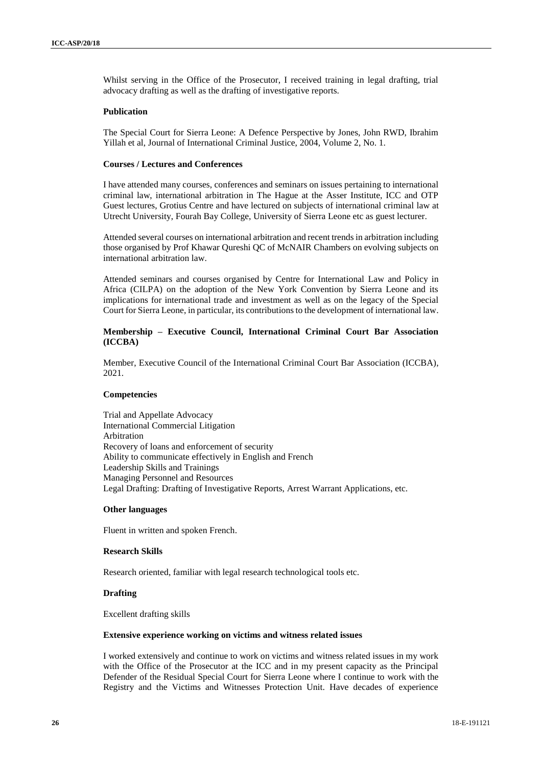Whilst serving in the Office of the Prosecutor, I received training in legal drafting, trial advocacy drafting as well as the drafting of investigative reports.

**Publication**

The Special Court for Sierra Leone: A Defence Perspective by Jones, John RWD, Ibrahim Yillah et al, Journal of International Criminal Justice, 2004, Volume 2, No. 1.

**Courses / Lectures and Conferences**

I have attended many courses, conferences and seminars on issues pertaining to international criminal law, international arbitration in The Hague at the Asser Institute, ICC and OTP Guest lectures, Grotius Centre and have lectured on subjects of international criminal law at Utrecht University, Fourah Bay College, University of Sierra Leone etc as guest lecturer.

Attended several courses on international arbitration and recent trends in arbitration including those organised by Prof Khawar Qureshi QC of McNAIR Chambers on evolving subjects on international arbitration law.

Attended seminars and courses organised by Centre for International Law and Policy in Africa (CILPA) on the adoption of the New York Convention by Sierra Leone and its implications for international trade and investment as well as on the legacy of the Special Court for Sierra Leone, in particular, its contributions to the development of international law.

**Membership – Executive Council, International Criminal Court Bar Association (ICCBA)**

Member, Executive Council of the International Criminal Court Bar Association (ICCBA), 2021.

**Competencies**

Trial and Appellate Advocacy
International Commercial Litigation
Arbitration
Recovery of loans and enforcement of security
Ability to communicate effectively in English and French
Leadership Skills and Trainings
Managing Personnel and Resources
Legal Drafting: Drafting of Investigative Reports, Arrest Warrant Applications, etc.

**Other languages**

Fluent in written and spoken French.

**Research Skills**

Research oriented, familiar with legal research technological tools etc.

**Drafting**

Excellent drafting skills

**Extensive experience working on victims and witness related issues**

I worked extensively and continue to work on victims and witness related issues in my work with the Office of the Prosecutor at the ICC and in my present capacity as the Principal Defender of the Residual Special Court for Sierra Leone where I continue to work with the Registry and the Victims and Witnesses Protection Unit. Have decades of experience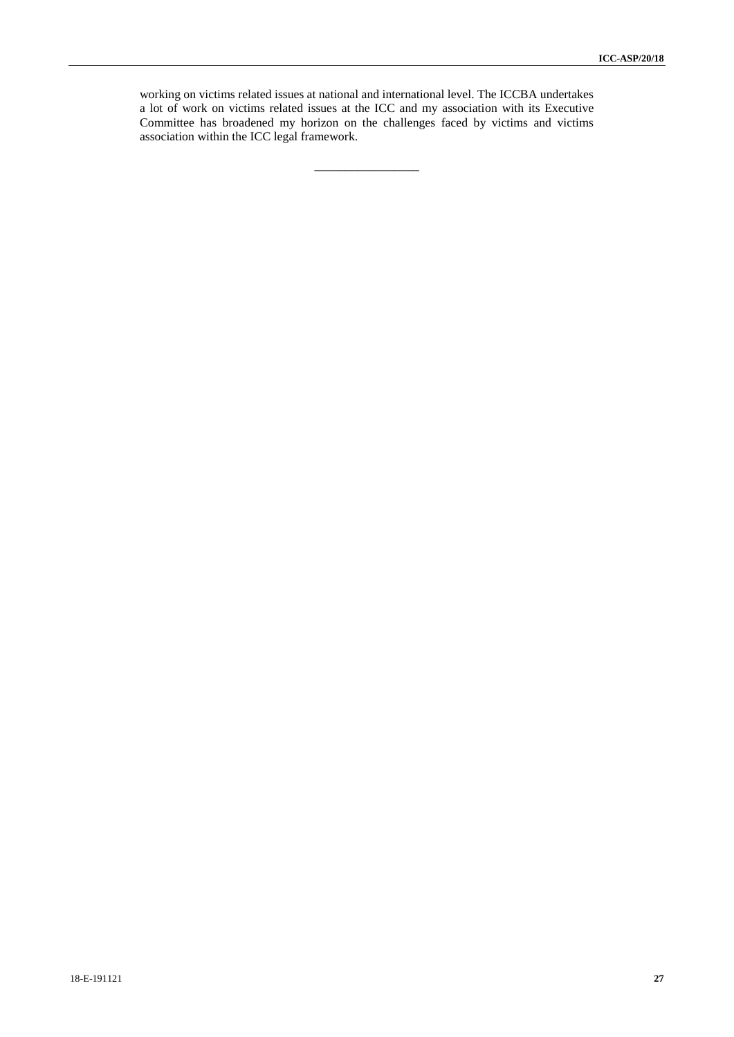working on victims related issues at national and international level. The ICCBA undertakes a lot of work on victims related issues at the ICC and my association with its Executive Committee has broadened my horizon on the challenges faced by victims and victims association within the ICC legal framework.

____________